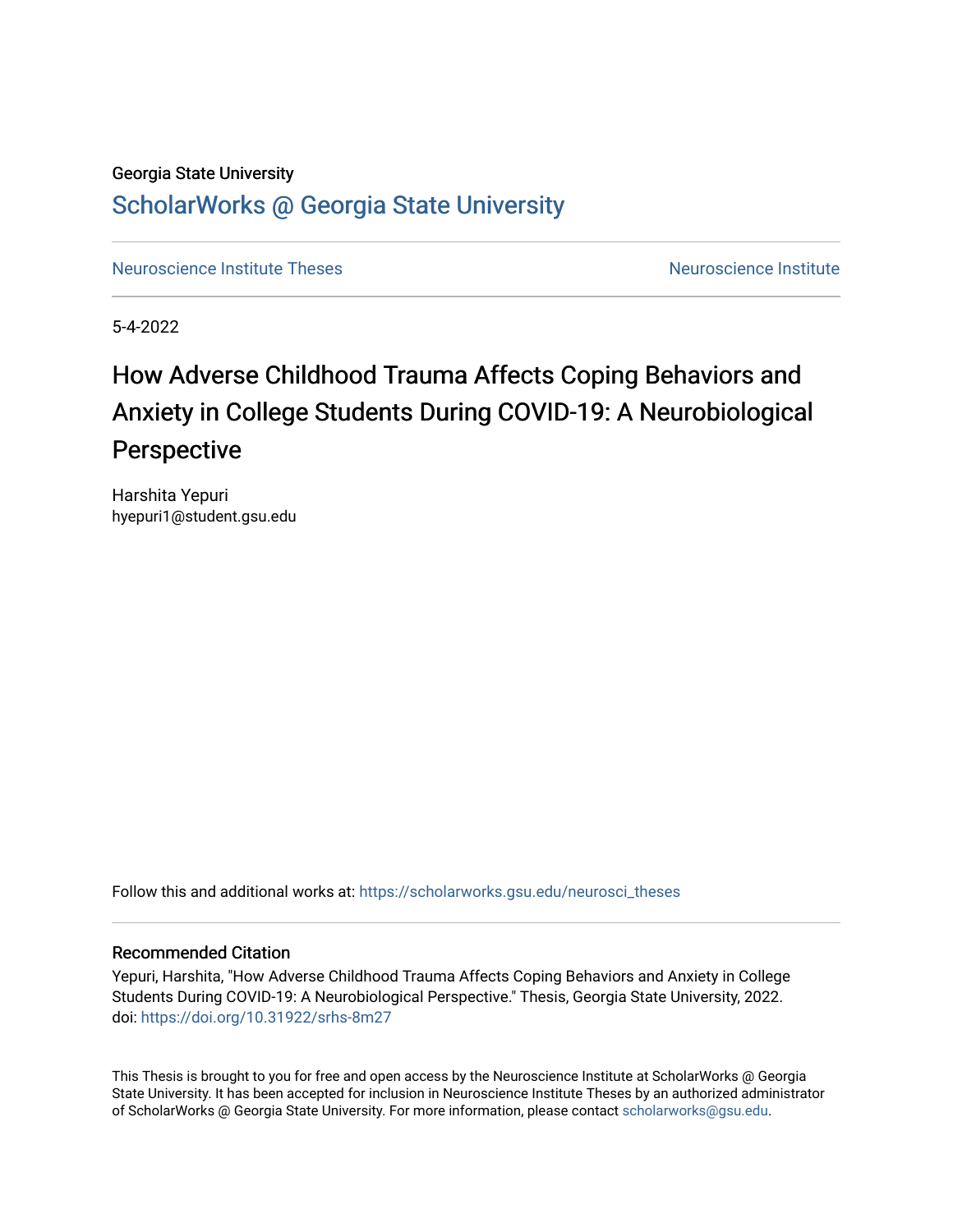Georgia State University

# ScholarWorks @ Georgia State University

Neuroscience Institute Theses

Neuroscience Institute

5-4-2022

# How Adverse Childhood Trauma Affects Coping Behaviors and Anxiety in College Students During COVID-19: A Neurobiological Perspective

Harshita Yepuri
hyepuri1@student.gsu.edu

Follow this and additional works at: https://scholarworks.gsu.edu/neurosci_theses

## Recommended Citation

Yepuri, Harshita, "How Adverse Childhood Trauma Affects Coping Behaviors and Anxiety in College Students During COVID-19: A Neurobiological Perspective." Thesis, Georgia State University, 2022.
doi: https://doi.org/10.31922/srhs-8m27

This Thesis is brought to you for free and open access by the Neuroscience Institute at ScholarWorks @ Georgia State University. It has been accepted for inclusion in Neuroscience Institute Theses by an authorized administrator of ScholarWorks @ Georgia State University. For more information, please contact scholarworks@gsu.edu.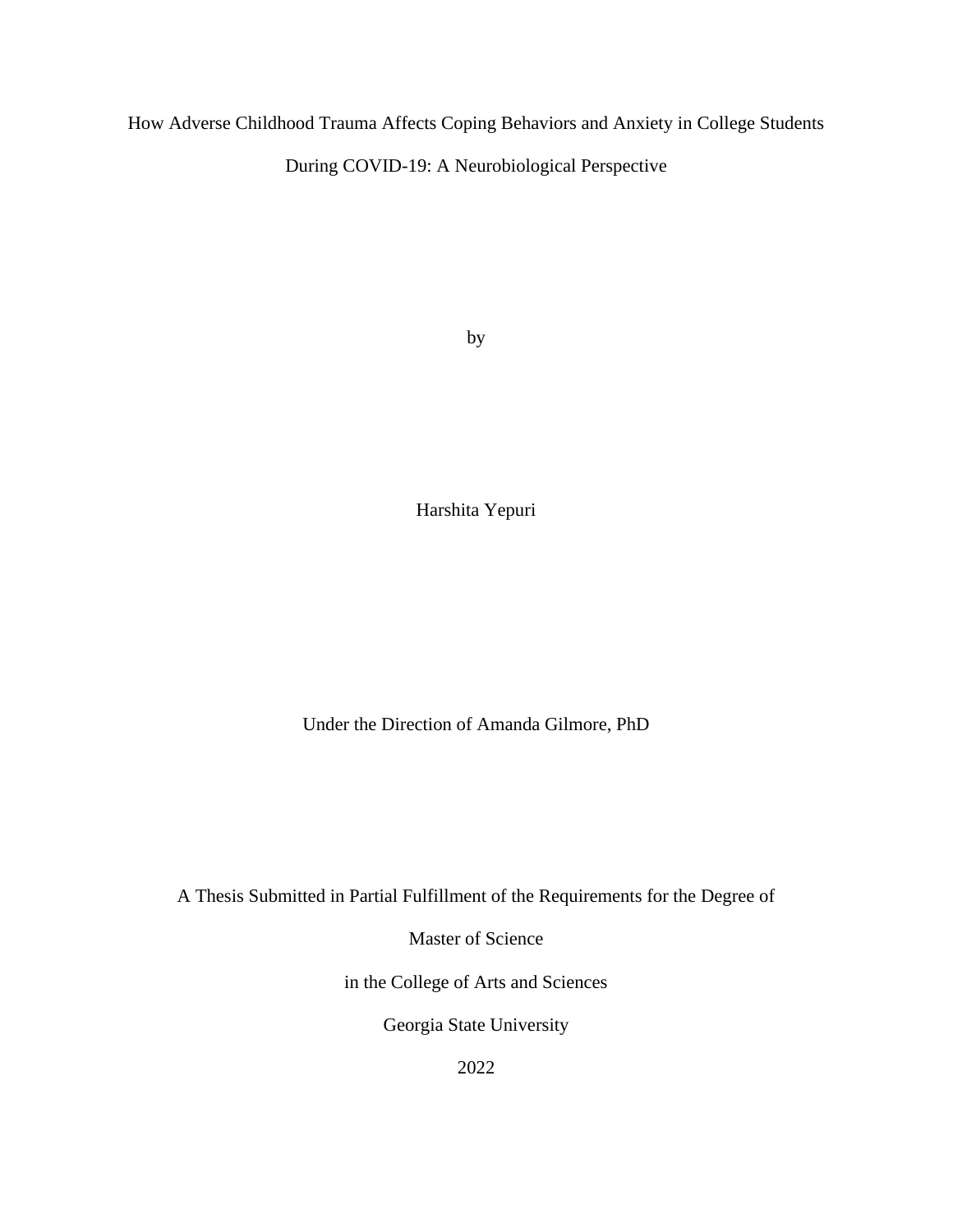How Adverse Childhood Trauma Affects Coping Behaviors and Anxiety in College Students During COVID-19: A Neurobiological Perspective

by

Harshita Yepuri

Under the Direction of Amanda Gilmore, PhD

A Thesis Submitted in Partial Fulfillment of the Requirements for the Degree of

Master of Science

in the College of Arts and Sciences

Georgia State University

2022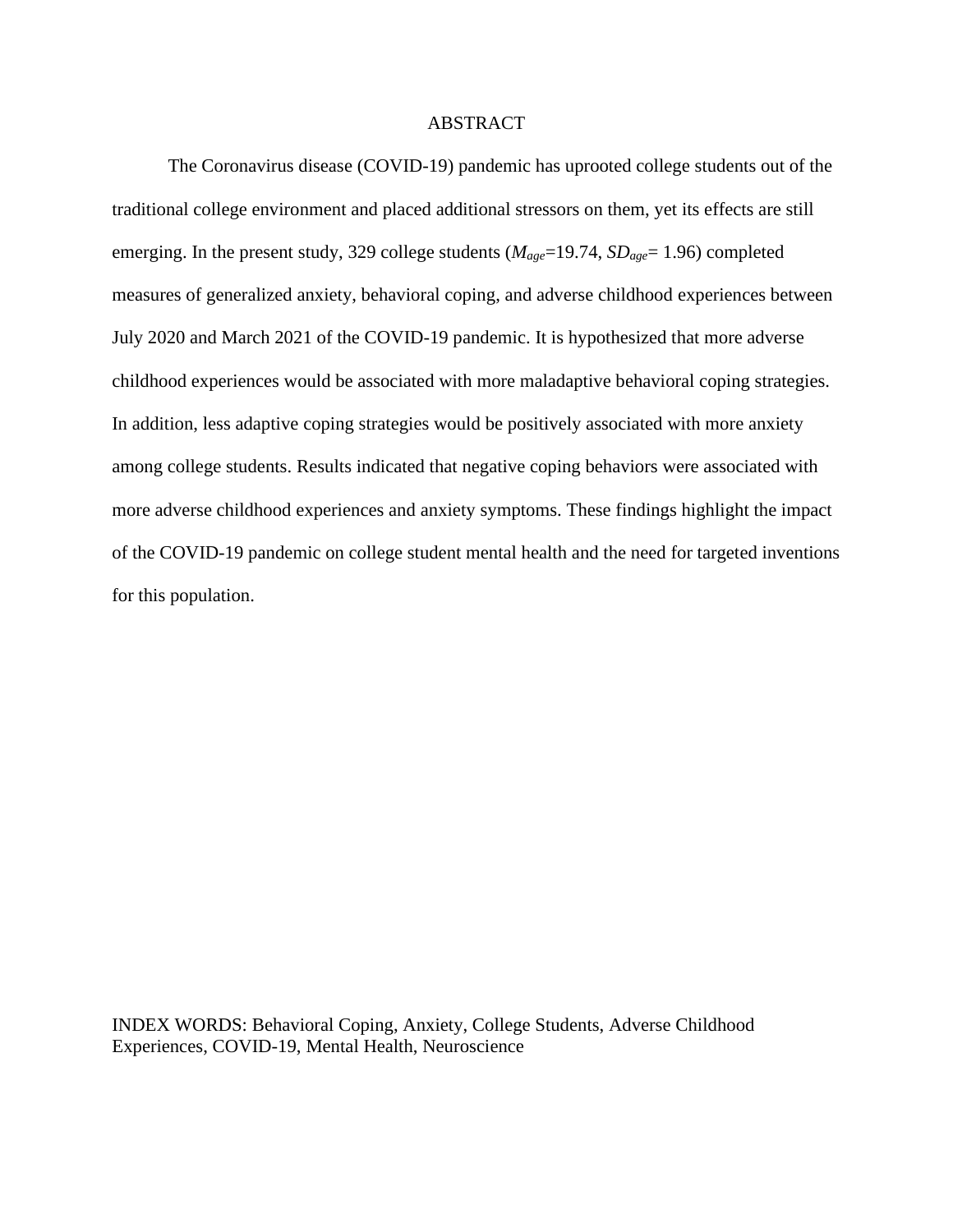# ABSTRACT

The Coronavirus disease (COVID-19) pandemic has uprooted college students out of the traditional college environment and placed additional stressors on them, yet its effects are still emerging. In the present study, 329 college students ($M_{age}$=19.74, $SD_{age}$= 1.96) completed measures of generalized anxiety, behavioral coping, and adverse childhood experiences between July 2020 and March 2021 of the COVID-19 pandemic. It is hypothesized that more adverse childhood experiences would be associated with more maladaptive behavioral coping strategies. In addition, less adaptive coping strategies would be positively associated with more anxiety among college students. Results indicated that negative coping behaviors were associated with more adverse childhood experiences and anxiety symptoms. These findings highlight the impact of the COVID-19 pandemic on college student mental health and the need for targeted inventions for this population.

INDEX WORDS: Behavioral Coping, Anxiety, College Students, Adverse Childhood Experiences, COVID-19, Mental Health, Neuroscience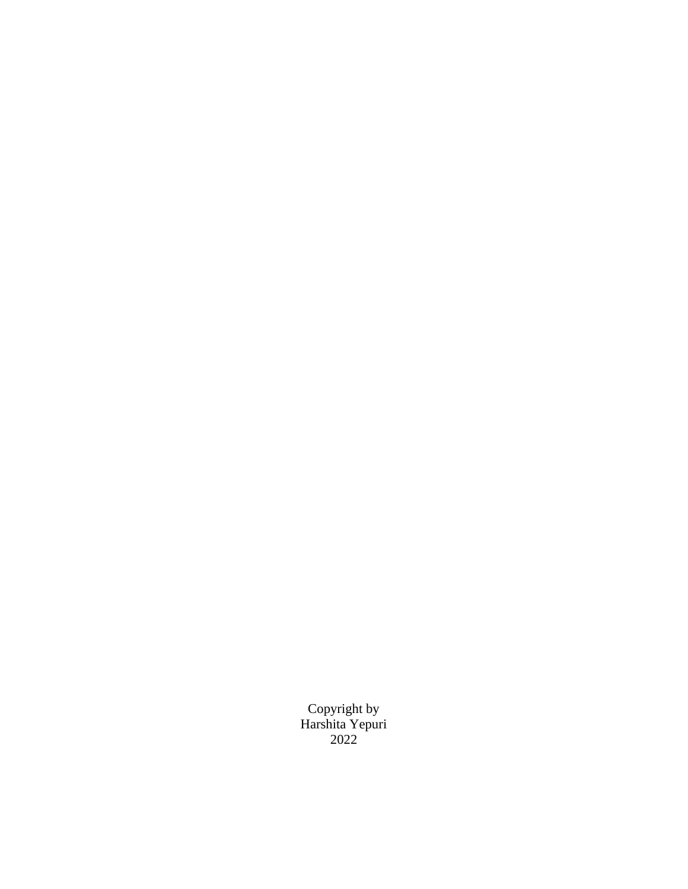Copyright by
Harshita Yepuri
2022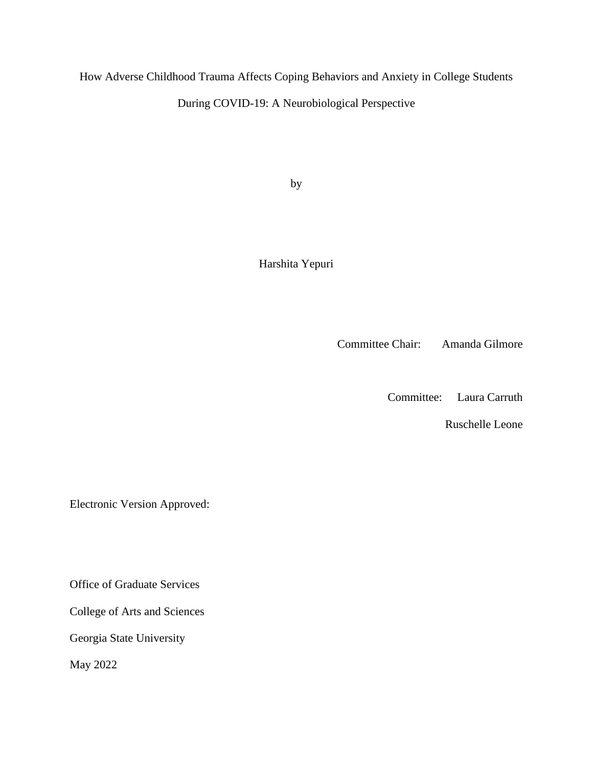How Adverse Childhood Trauma Affects Coping Behaviors and Anxiety in College Students During COVID-19: A Neurobiological Perspective

by

Harshita Yepuri

Committee Chair: Amanda Gilmore

Committee: Laura Carruth

Ruschelle Leone

Electronic Version Approved:

Office of Graduate Services

College of Arts and Sciences

Georgia State University

May 2022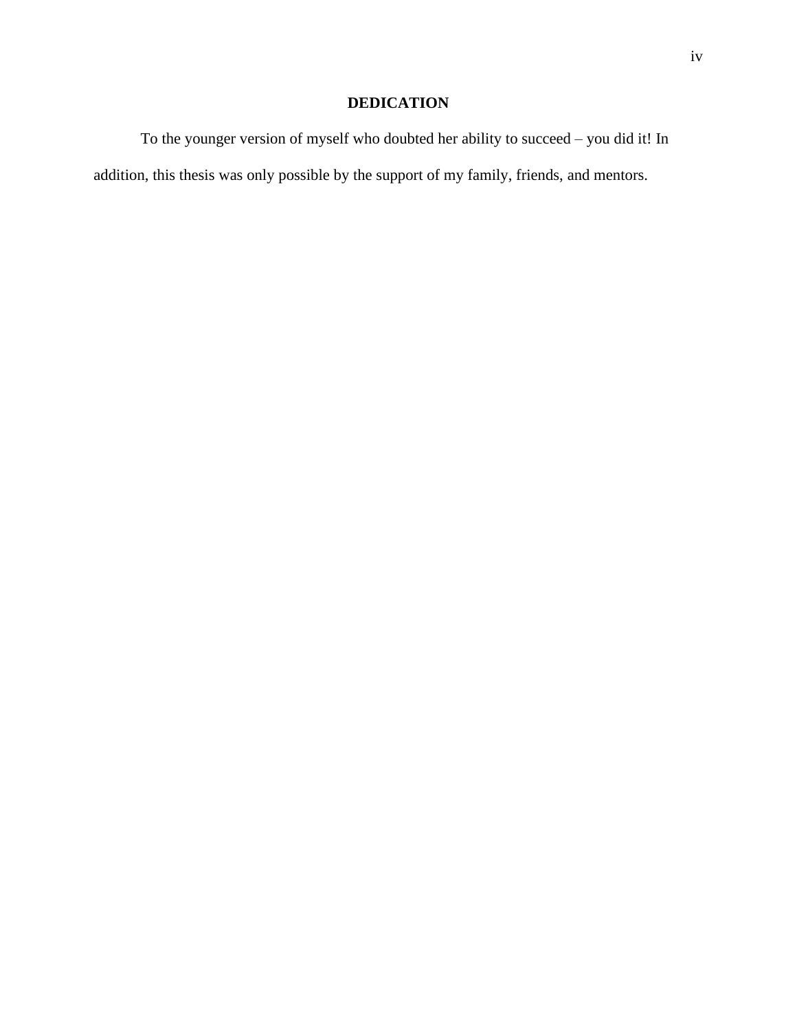# DEDICATION

To the younger version of myself who doubted her ability to succeed – you did it! In addition, this thesis was only possible by the support of my family, friends, and mentors.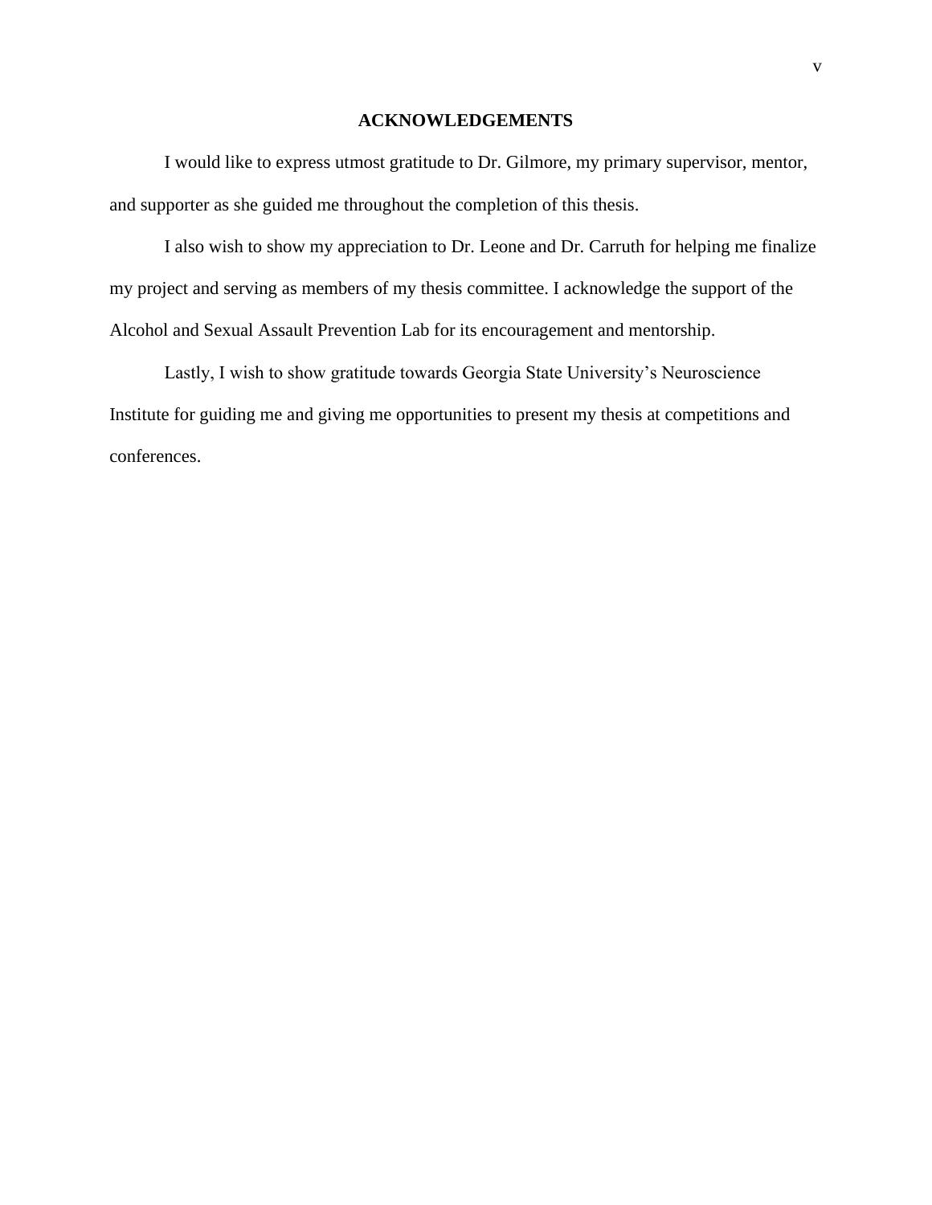## ACKNOWLEDGEMENTS

I would like to express utmost gratitude to Dr. Gilmore, my primary supervisor, mentor, and supporter as she guided me throughout the completion of this thesis.

I also wish to show my appreciation to Dr. Leone and Dr. Carruth for helping me finalize my project and serving as members of my thesis committee. I acknowledge the support of the Alcohol and Sexual Assault Prevention Lab for its encouragement and mentorship.

Lastly, I wish to show gratitude towards Georgia State University's Neuroscience Institute for guiding me and giving me opportunities to present my thesis at competitions and conferences.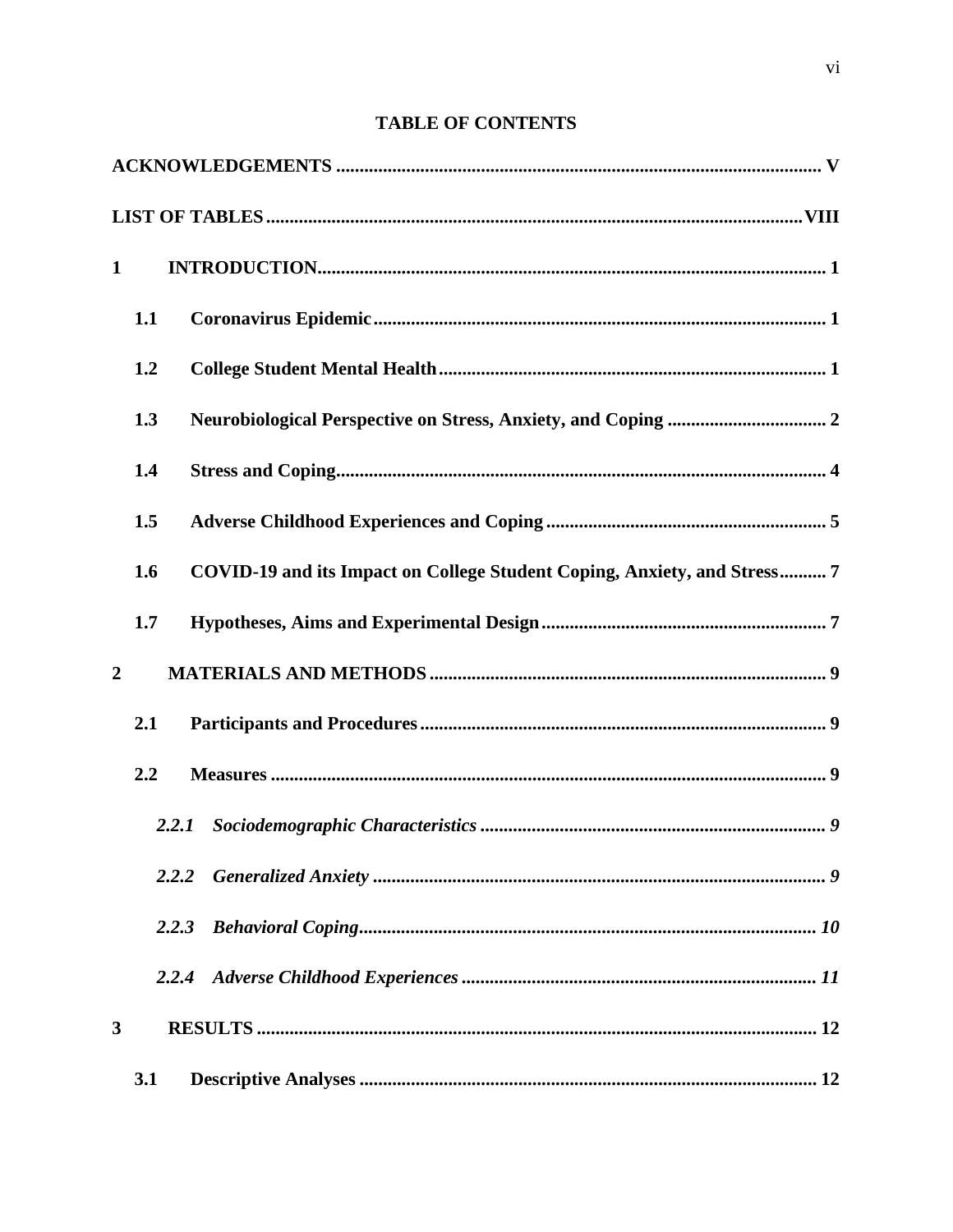## TABLE OF CONTENTS

**ACKNOWLEDGEMENTS** ........................................................................................................ **V**

**LIST OF TABLES** ...............................................................................................................**VIII**

**1 INTRODUCTION** ............................................................................................................ **1**

**1.1 Coronavirus Epidemic** ................................................................................................ **1**

**1.2 College Student Mental Health** .................................................................................. **1**

**1.3 Neurobiological Perspective on Stress, Anxiety, and Coping** .................................. **2**

**1.4 Stress and Coping** ......................................................................................................... **4**

**1.5 Adverse Childhood Experiences and Coping** ............................................................ **5**

**1.6 COVID-19 and its Impact on College Student Coping, Anxiety, and Stress** .......... **7**

**1.7 Hypotheses, Aims and Experimental Design** ............................................................ **7**

**2 MATERIALS AND METHODS** .................................................................................... **9**

**2.1 Participants and Procedures** ...................................................................................... **9**

**2.2 Measures** ....................................................................................................................... **9**

***2.2.1 Sociodemographic Characteristics*** ........................................................................ ***9***

***2.2.2 Generalized Anxiety*** ............................................................................................... ***9***

***2.2.3 Behavioral Coping*** ................................................................................................. ***10***

***2.2.4 Adverse Childhood Experiences*** ........................................................................... ***11***

**3 RESULTS** ........................................................................................................................ **12**

**3.1 Descriptive Analyses** ................................................................................................... **12**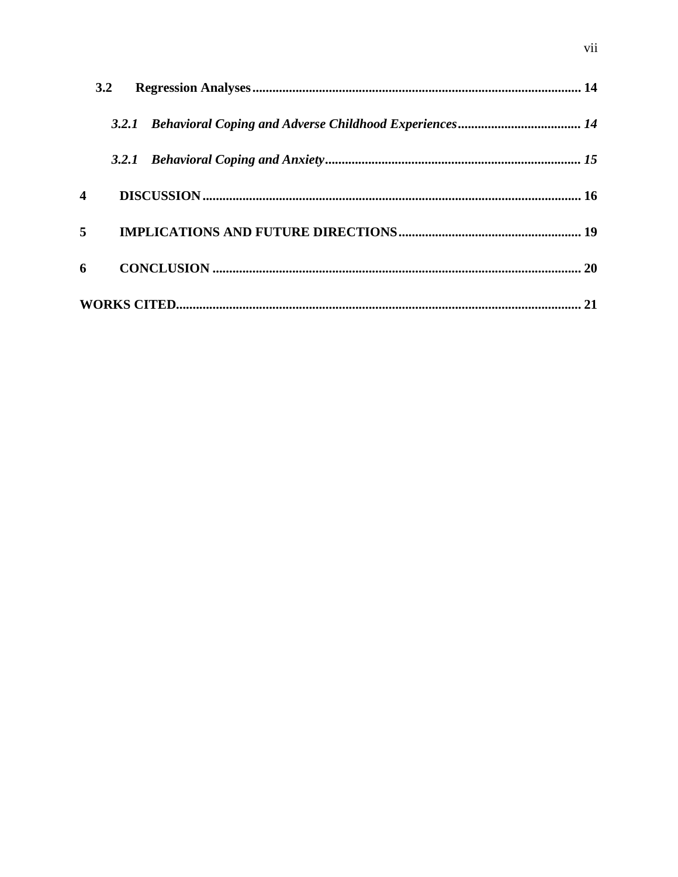**3.2 Regression Analyses** .................................................................................................. **14**

*3.2.1 Behavioral Coping and Adverse Childhood Experiences* ..................................... *14*

*3.2.1 Behavioral Coping and Anxiety* ............................................................................ *15*

**4 DISCUSSION** ................................................................................................................ **16**

**5 IMPLICATIONS AND FUTURE DIRECTIONS** ...................................................... **19**

**6 CONCLUSION** ............................................................................................................. **20**

**WORKS CITED** ........................................................................................................................ **21**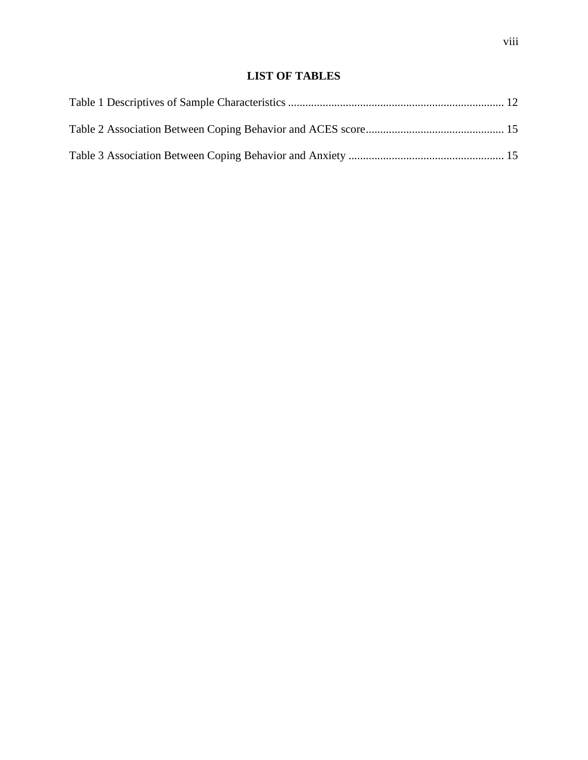# LIST OF TABLES

Table 1 Descriptives of Sample Characteristics ........................................................................... 12

Table 2 Association Between Coping Behavior and ACES score................................................ 15

Table 3 Association Between Coping Behavior and Anxiety ...................................................... 15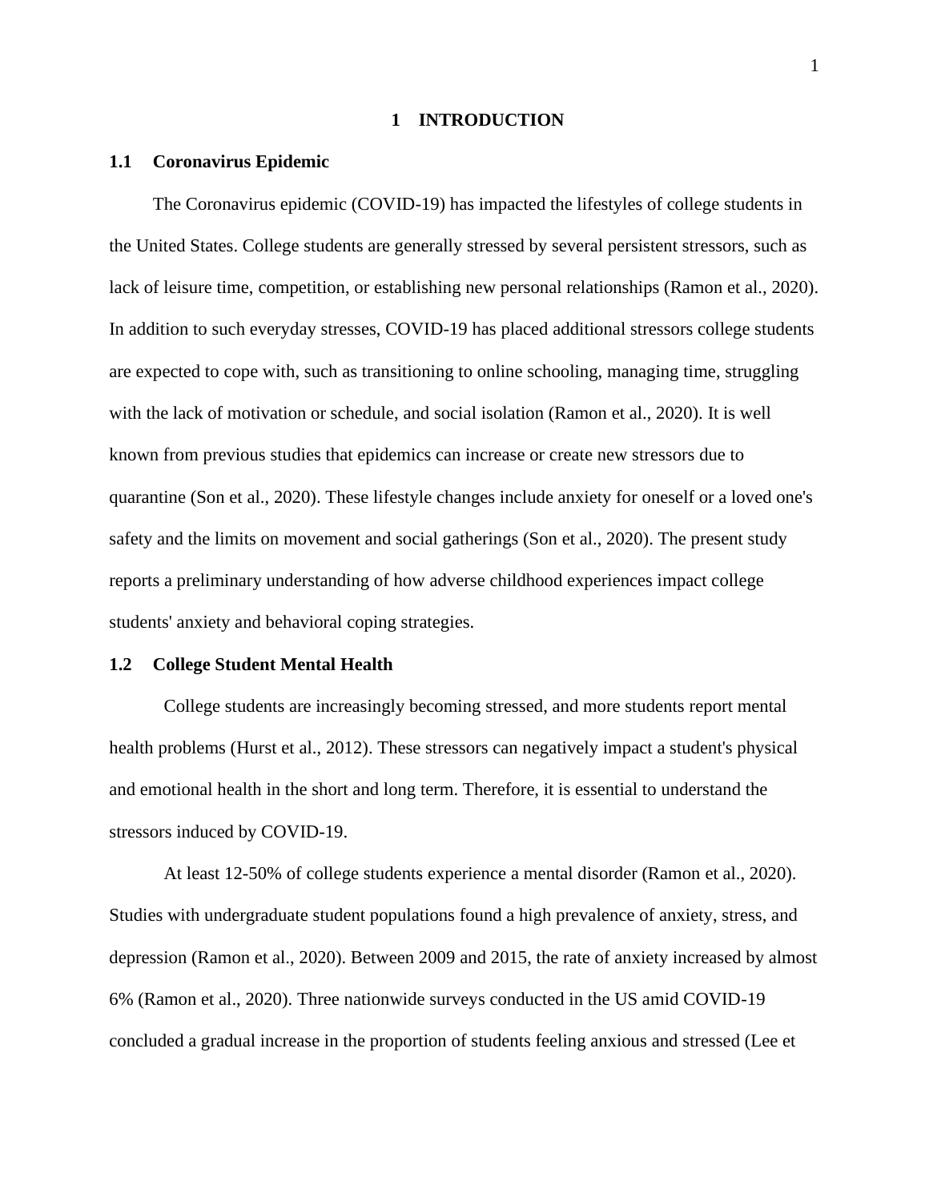# 1 INTRODUCTION

## 1.1 Coronavirus Epidemic

The Coronavirus epidemic (COVID-19) has impacted the lifestyles of college students in the United States. College students are generally stressed by several persistent stressors, such as lack of leisure time, competition, or establishing new personal relationships (Ramon et al., 2020). In addition to such everyday stresses, COVID-19 has placed additional stressors college students are expected to cope with, such as transitioning to online schooling, managing time, struggling with the lack of motivation or schedule, and social isolation (Ramon et al., 2020). It is well known from previous studies that epidemics can increase or create new stressors due to quarantine (Son et al., 2020). These lifestyle changes include anxiety for oneself or a loved one's safety and the limits on movement and social gatherings (Son et al., 2020). The present study reports a preliminary understanding of how adverse childhood experiences impact college students' anxiety and behavioral coping strategies.

## 1.2 College Student Mental Health

College students are increasingly becoming stressed, and more students report mental health problems (Hurst et al., 2012). These stressors can negatively impact a student's physical and emotional health in the short and long term. Therefore, it is essential to understand the stressors induced by COVID-19.

At least 12-50% of college students experience a mental disorder (Ramon et al., 2020). Studies with undergraduate student populations found a high prevalence of anxiety, stress, and depression (Ramon et al., 2020). Between 2009 and 2015, the rate of anxiety increased by almost 6% (Ramon et al., 2020). Three nationwide surveys conducted in the US amid COVID-19 concluded a gradual increase in the proportion of students feeling anxious and stressed (Lee et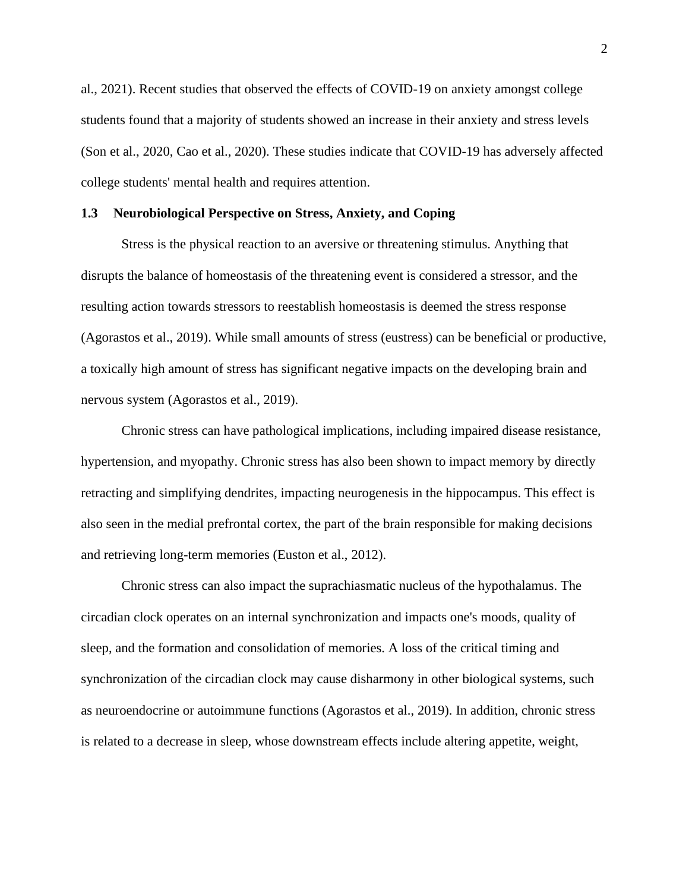al., 2021). Recent studies that observed the effects of COVID-19 on anxiety amongst college students found that a majority of students showed an increase in their anxiety and stress levels (Son et al., 2020, Cao et al., 2020). These studies indicate that COVID-19 has adversely affected college students' mental health and requires attention.

### 1.3 Neurobiological Perspective on Stress, Anxiety, and Coping

Stress is the physical reaction to an aversive or threatening stimulus. Anything that disrupts the balance of homeostasis of the threatening event is considered a stressor, and the resulting action towards stressors to reestablish homeostasis is deemed the stress response (Agorastos et al., 2019). While small amounts of stress (eustress) can be beneficial or productive, a toxically high amount of stress has significant negative impacts on the developing brain and nervous system (Agorastos et al., 2019).

Chronic stress can have pathological implications, including impaired disease resistance, hypertension, and myopathy. Chronic stress has also been shown to impact memory by directly retracting and simplifying dendrites, impacting neurogenesis in the hippocampus. This effect is also seen in the medial prefrontal cortex, the part of the brain responsible for making decisions and retrieving long-term memories (Euston et al., 2012).

Chronic stress can also impact the suprachiasmatic nucleus of the hypothalamus. The circadian clock operates on an internal synchronization and impacts one's moods, quality of sleep, and the formation and consolidation of memories. A loss of the critical timing and synchronization of the circadian clock may cause disharmony in other biological systems, such as neuroendocrine or autoimmune functions (Agorastos et al., 2019). In addition, chronic stress is related to a decrease in sleep, whose downstream effects include altering appetite, weight,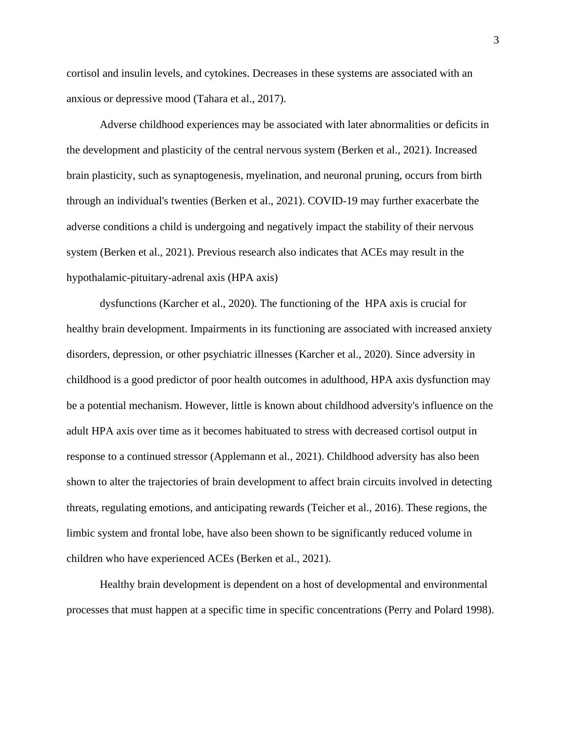cortisol and insulin levels, and cytokines. Decreases in these systems are associated with an anxious or depressive mood (Tahara et al., 2017).

Adverse childhood experiences may be associated with later abnormalities or deficits in the development and plasticity of the central nervous system (Berken et al., 2021). Increased brain plasticity, such as synaptogenesis, myelination, and neuronal pruning, occurs from birth through an individual's twenties (Berken et al., 2021). COVID-19 may further exacerbate the adverse conditions a child is undergoing and negatively impact the stability of their nervous system (Berken et al., 2021). Previous research also indicates that ACEs may result in the hypothalamic-pituitary-adrenal axis (HPA axis)

dysfunctions (Karcher et al., 2020). The functioning of the HPA axis is crucial for healthy brain development. Impairments in its functioning are associated with increased anxiety disorders, depression, or other psychiatric illnesses (Karcher et al., 2020). Since adversity in childhood is a good predictor of poor health outcomes in adulthood, HPA axis dysfunction may be a potential mechanism. However, little is known about childhood adversity's influence on the adult HPA axis over time as it becomes habituated to stress with decreased cortisol output in response to a continued stressor (Applemann et al., 2021). Childhood adversity has also been shown to alter the trajectories of brain development to affect brain circuits involved in detecting threats, regulating emotions, and anticipating rewards (Teicher et al., 2016). These regions, the limbic system and frontal lobe, have also been shown to be significantly reduced volume in children who have experienced ACEs (Berken et al., 2021).

Healthy brain development is dependent on a host of developmental and environmental processes that must happen at a specific time in specific concentrations (Perry and Polard 1998).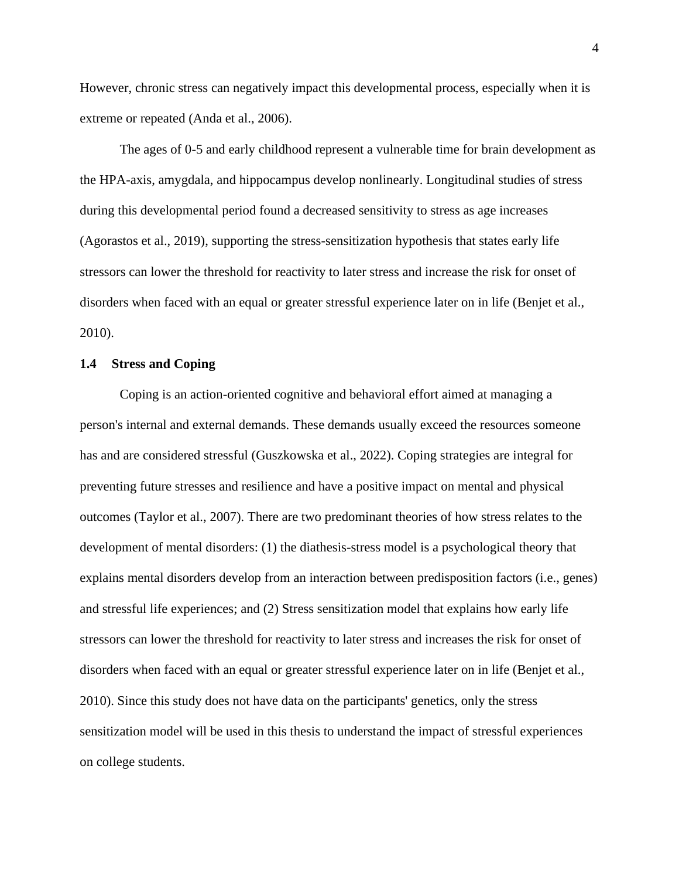However, chronic stress can negatively impact this developmental process, especially when it is extreme or repeated (Anda et al., 2006).

The ages of 0-5 and early childhood represent a vulnerable time for brain development as the HPA-axis, amygdala, and hippocampus develop nonlinearly. Longitudinal studies of stress during this developmental period found a decreased sensitivity to stress as age increases (Agorastos et al., 2019), supporting the stress-sensitization hypothesis that states early life stressors can lower the threshold for reactivity to later stress and increase the risk for onset of disorders when faced with an equal or greater stressful experience later on in life (Benjet et al., 2010).

### 1.4 Stress and Coping

Coping is an action-oriented cognitive and behavioral effort aimed at managing a person's internal and external demands. These demands usually exceed the resources someone has and are considered stressful (Guszkowska et al., 2022). Coping strategies are integral for preventing future stresses and resilience and have a positive impact on mental and physical outcomes (Taylor et al., 2007). There are two predominant theories of how stress relates to the development of mental disorders: (1) the diathesis-stress model is a psychological theory that explains mental disorders develop from an interaction between predisposition factors (i.e., genes) and stressful life experiences; and (2) Stress sensitization model that explains how early life stressors can lower the threshold for reactivity to later stress and increases the risk for onset of disorders when faced with an equal or greater stressful experience later on in life (Benjet et al., 2010). Since this study does not have data on the participants' genetics, only the stress sensitization model will be used in this thesis to understand the impact of stressful experiences on college students.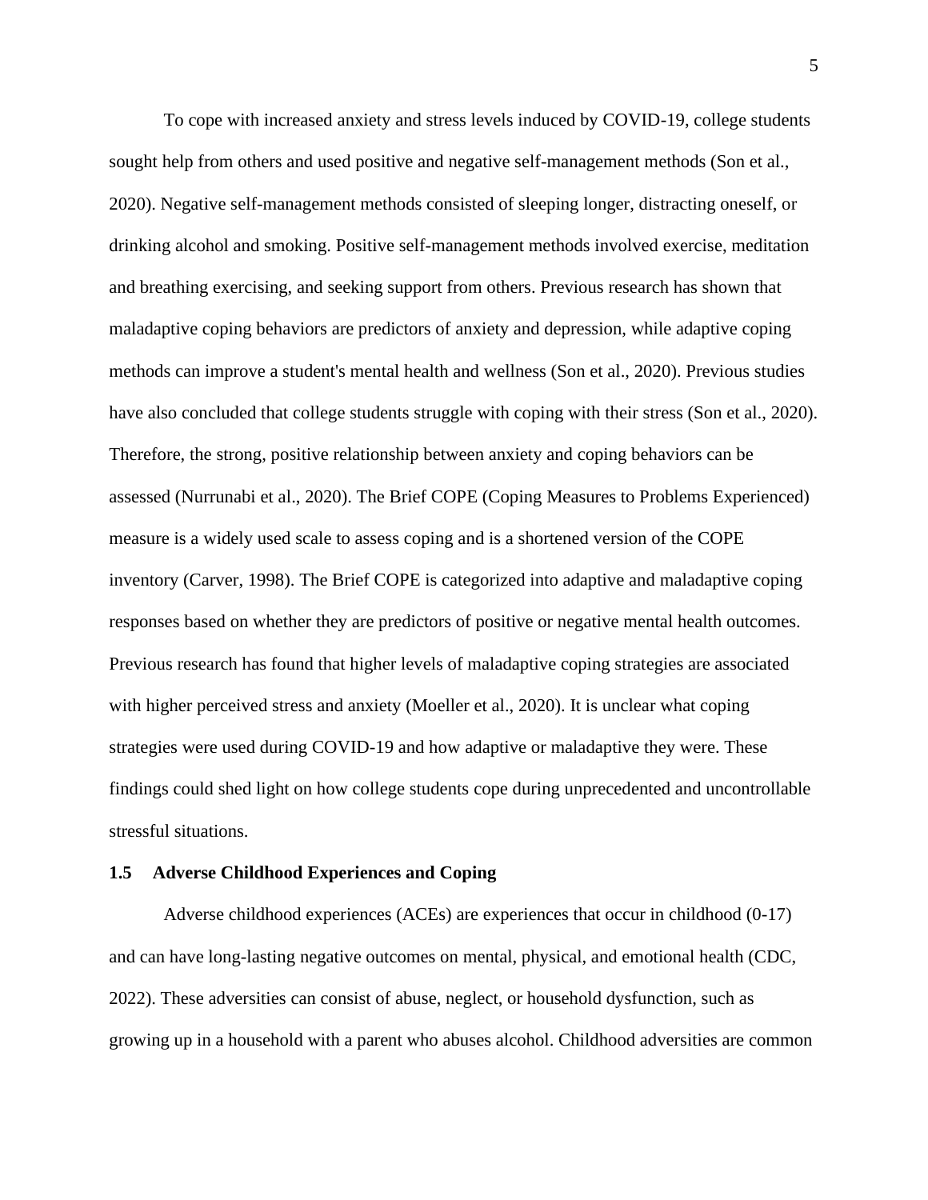To cope with increased anxiety and stress levels induced by COVID-19, college students sought help from others and used positive and negative self-management methods (Son et al., 2020). Negative self-management methods consisted of sleeping longer, distracting oneself, or drinking alcohol and smoking. Positive self-management methods involved exercise, meditation and breathing exercising, and seeking support from others. Previous research has shown that maladaptive coping behaviors are predictors of anxiety and depression, while adaptive coping methods can improve a student's mental health and wellness (Son et al., 2020). Previous studies have also concluded that college students struggle with coping with their stress (Son et al., 2020). Therefore, the strong, positive relationship between anxiety and coping behaviors can be assessed (Nurrunabi et al., 2020). The Brief COPE (Coping Measures to Problems Experienced) measure is a widely used scale to assess coping and is a shortened version of the COPE inventory (Carver, 1998). The Brief COPE is categorized into adaptive and maladaptive coping responses based on whether they are predictors of positive or negative mental health outcomes. Previous research has found that higher levels of maladaptive coping strategies are associated with higher perceived stress and anxiety (Moeller et al., 2020). It is unclear what coping strategies were used during COVID-19 and how adaptive or maladaptive they were. These findings could shed light on how college students cope during unprecedented and uncontrollable stressful situations.

### 1.5 Adverse Childhood Experiences and Coping

Adverse childhood experiences (ACEs) are experiences that occur in childhood (0-17) and can have long-lasting negative outcomes on mental, physical, and emotional health (CDC, 2022). These adversities can consist of abuse, neglect, or household dysfunction, such as growing up in a household with a parent who abuses alcohol. Childhood adversities are common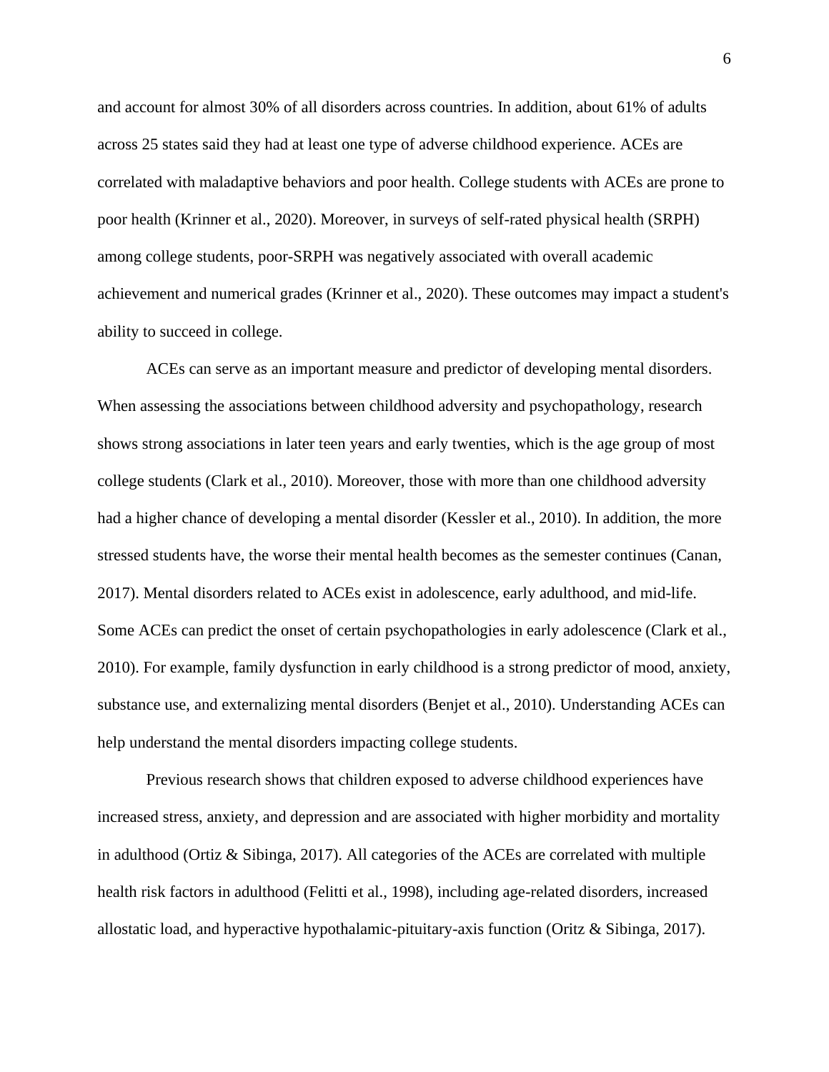and account for almost 30% of all disorders across countries. In addition, about 61% of adults across 25 states said they had at least one type of adverse childhood experience. ACEs are correlated with maladaptive behaviors and poor health. College students with ACEs are prone to poor health (Krinner et al., 2020). Moreover, in surveys of self-rated physical health (SRPH) among college students, poor-SRPH was negatively associated with overall academic achievement and numerical grades (Krinner et al., 2020). These outcomes may impact a student's ability to succeed in college.

ACEs can serve as an important measure and predictor of developing mental disorders. When assessing the associations between childhood adversity and psychopathology, research shows strong associations in later teen years and early twenties, which is the age group of most college students (Clark et al., 2010). Moreover, those with more than one childhood adversity had a higher chance of developing a mental disorder (Kessler et al., 2010). In addition, the more stressed students have, the worse their mental health becomes as the semester continues (Canan, 2017). Mental disorders related to ACEs exist in adolescence, early adulthood, and mid-life. Some ACEs can predict the onset of certain psychopathologies in early adolescence (Clark et al., 2010). For example, family dysfunction in early childhood is a strong predictor of mood, anxiety, substance use, and externalizing mental disorders (Benjet et al., 2010). Understanding ACEs can help understand the mental disorders impacting college students.

Previous research shows that children exposed to adverse childhood experiences have increased stress, anxiety, and depression and are associated with higher morbidity and mortality in adulthood (Ortiz & Sibinga, 2017). All categories of the ACEs are correlated with multiple health risk factors in adulthood (Felitti et al., 1998), including age-related disorders, increased allostatic load, and hyperactive hypothalamic-pituitary-axis function (Oritz & Sibinga, 2017).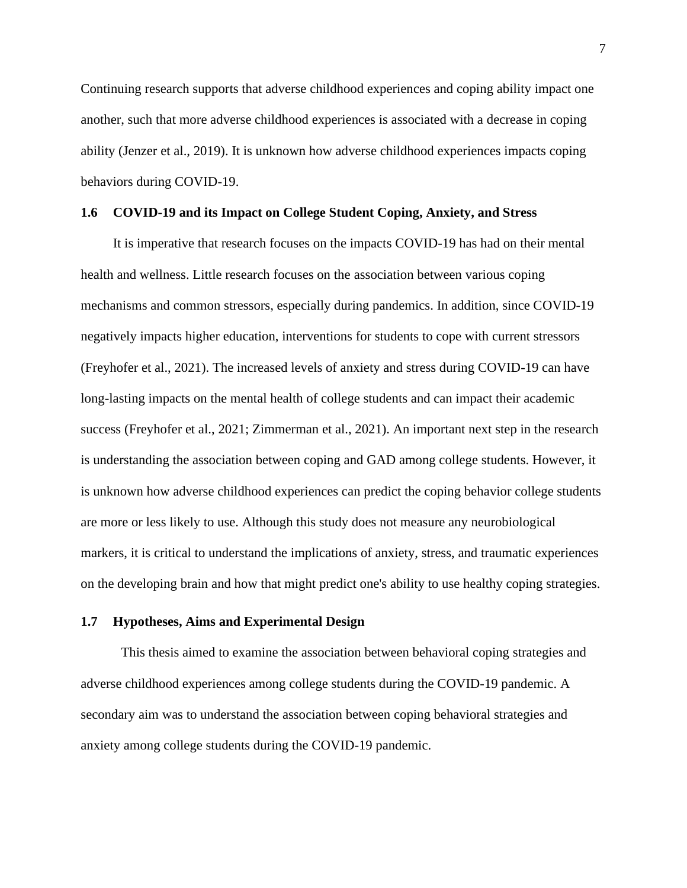Continuing research supports that adverse childhood experiences and coping ability impact one another, such that more adverse childhood experiences is associated with a decrease in coping ability (Jenzer et al., 2019). It is unknown how adverse childhood experiences impacts coping behaviors during COVID-19.

## 1.6 COVID-19 and its Impact on College Student Coping, Anxiety, and Stress

It is imperative that research focuses on the impacts COVID-19 has had on their mental health and wellness. Little research focuses on the association between various coping mechanisms and common stressors, especially during pandemics. In addition, since COVID-19 negatively impacts higher education, interventions for students to cope with current stressors (Freyhofer et al., 2021). The increased levels of anxiety and stress during COVID-19 can have long-lasting impacts on the mental health of college students and can impact their academic success (Freyhofer et al., 2021; Zimmerman et al., 2021). An important next step in the research is understanding the association between coping and GAD among college students. However, it is unknown how adverse childhood experiences can predict the coping behavior college students are more or less likely to use. Although this study does not measure any neurobiological markers, it is critical to understand the implications of anxiety, stress, and traumatic experiences on the developing brain and how that might predict one's ability to use healthy coping strategies.

## 1.7 Hypotheses, Aims and Experimental Design

This thesis aimed to examine the association between behavioral coping strategies and adverse childhood experiences among college students during the COVID-19 pandemic. A secondary aim was to understand the association between coping behavioral strategies and anxiety among college students during the COVID-19 pandemic.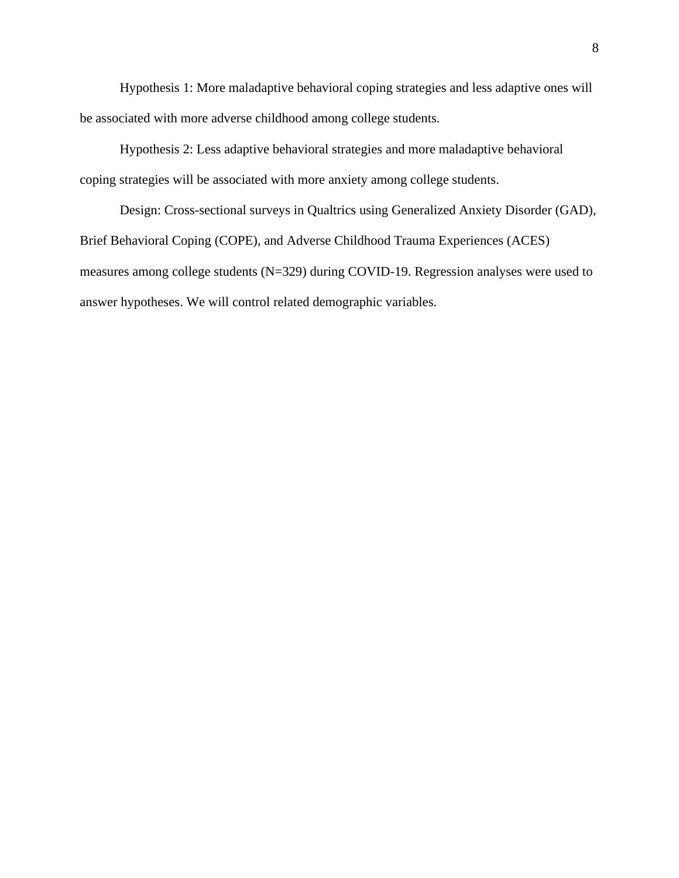Hypothesis 1: More maladaptive behavioral coping strategies and less adaptive ones will be associated with more adverse childhood among college students.

Hypothesis 2: Less adaptive behavioral strategies and more maladaptive behavioral coping strategies will be associated with more anxiety among college students.

Design: Cross-sectional surveys in Qualtrics using Generalized Anxiety Disorder (GAD), Brief Behavioral Coping (COPE), and Adverse Childhood Trauma Experiences (ACES) measures among college students (N=329) during COVID-19. Regression analyses were used to answer hypotheses. We will control related demographic variables.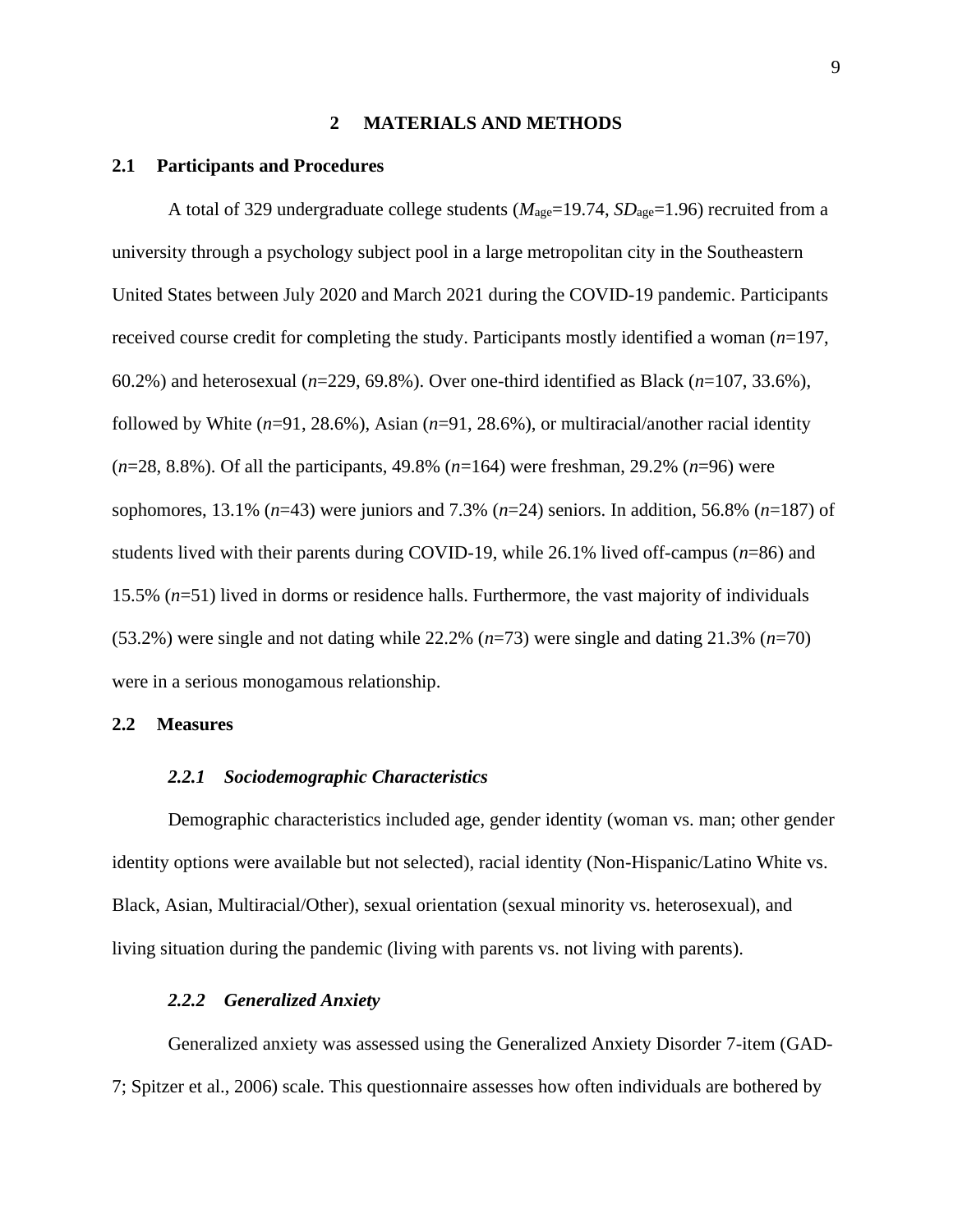# 2 MATERIALS AND METHODS

## 2.1 Participants and Procedures

A total of 329 undergraduate college students ($M_{age}$=19.74, $SD_{age}$=1.96) recruited from a university through a psychology subject pool in a large metropolitan city in the Southeastern United States between July 2020 and March 2021 during the COVID-19 pandemic. Participants received course credit for completing the study. Participants mostly identified a woman (*n*=197, 60.2%) and heterosexual (*n*=229, 69.8%). Over one-third identified as Black (*n*=107, 33.6%), followed by White (*n*=91, 28.6%), Asian (*n*=91, 28.6%), or multiracial/another racial identity (*n*=28, 8.8%). Of all the participants, 49.8% (*n*=164) were freshman, 29.2% (*n*=96) were sophomores, 13.1% (*n*=43) were juniors and 7.3% (*n*=24) seniors. In addition, 56.8% (*n*=187) of students lived with their parents during COVID-19, while 26.1% lived off-campus (*n*=86) and 15.5% (*n*=51) lived in dorms or residence halls. Furthermore, the vast majority of individuals (53.2%) were single and not dating while 22.2% (*n*=73) were single and dating 21.3% (*n*=70) were in a serious monogamous relationship.

## 2.2 Measures

### *2.2.1 Sociodemographic Characteristics*

Demographic characteristics included age, gender identity (woman vs. man; other gender identity options were available but not selected), racial identity (Non-Hispanic/Latino White vs. Black, Asian, Multiracial/Other), sexual orientation (sexual minority vs. heterosexual), and living situation during the pandemic (living with parents vs. not living with parents).

### *2.2.2 Generalized Anxiety*

Generalized anxiety was assessed using the Generalized Anxiety Disorder 7-item (GAD-7; Spitzer et al., 2006) scale. This questionnaire assesses how often individuals are bothered by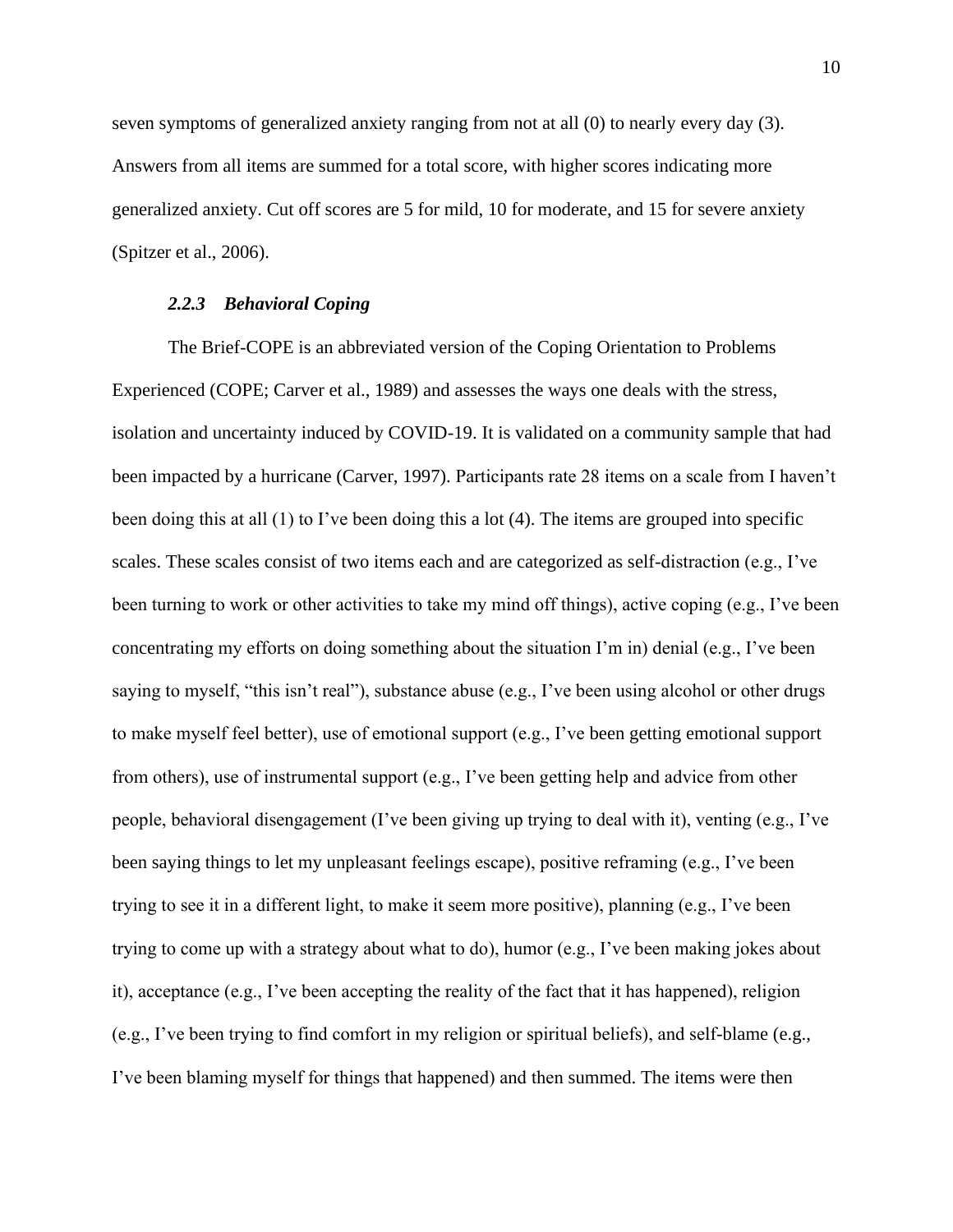seven symptoms of generalized anxiety ranging from not at all (0) to nearly every day (3). Answers from all items are summed for a total score, with higher scores indicating more generalized anxiety. Cut off scores are 5 for mild, 10 for moderate, and 15 for severe anxiety (Spitzer et al., 2006).

### *2.2.3 Behavioral Coping*

The Brief-COPE is an abbreviated version of the Coping Orientation to Problems Experienced (COPE; Carver et al., 1989) and assesses the ways one deals with the stress, isolation and uncertainty induced by COVID-19. It is validated on a community sample that had been impacted by a hurricane (Carver, 1997). Participants rate 28 items on a scale from I haven't been doing this at all (1) to I've been doing this a lot (4). The items are grouped into specific scales. These scales consist of two items each and are categorized as self-distraction (e.g., I've been turning to work or other activities to take my mind off things), active coping (e.g., I've been concentrating my efforts on doing something about the situation I'm in) denial (e.g., I've been saying to myself, "this isn't real"), substance abuse (e.g., I've been using alcohol or other drugs to make myself feel better), use of emotional support (e.g., I've been getting emotional support from others), use of instrumental support (e.g., I've been getting help and advice from other people, behavioral disengagement (I've been giving up trying to deal with it), venting (e.g., I've been saying things to let my unpleasant feelings escape), positive reframing (e.g., I've been trying to see it in a different light, to make it seem more positive), planning (e.g., I've been trying to come up with a strategy about what to do), humor (e.g., I've been making jokes about it), acceptance (e.g., I've been accepting the reality of the fact that it has happened), religion (e.g., I've been trying to find comfort in my religion or spiritual beliefs), and self-blame (e.g., I've been blaming myself for things that happened) and then summed. The items were then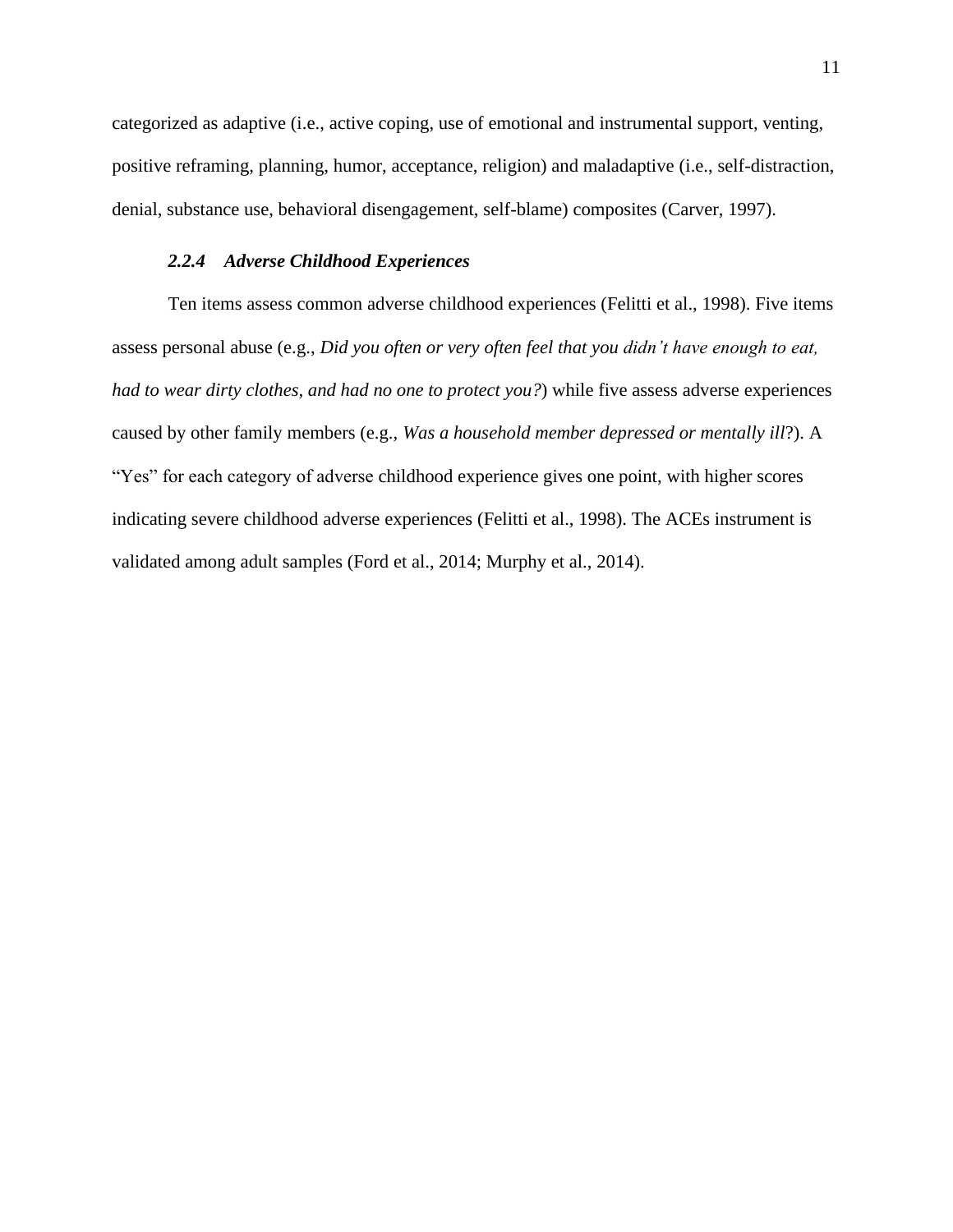categorized as adaptive (i.e., active coping, use of emotional and instrumental support, venting, positive reframing, planning, humor, acceptance, religion) and maladaptive (i.e., self-distraction, denial, substance use, behavioral disengagement, self-blame) composites (Carver, 1997).

### *2.2.4 Adverse Childhood Experiences*

Ten items assess common adverse childhood experiences (Felitti et al., 1998). Five items assess personal abuse (e.g., *Did you often or very often feel that you didn't have enough to eat, had to wear dirty clothes, and had no one to protect you?*) while five assess adverse experiences caused by other family members (e.g., *Was a household member depressed or mentally ill*?). A "Yes" for each category of adverse childhood experience gives one point, with higher scores indicating severe childhood adverse experiences (Felitti et al., 1998). The ACEs instrument is validated among adult samples (Ford et al., 2014; Murphy et al., 2014).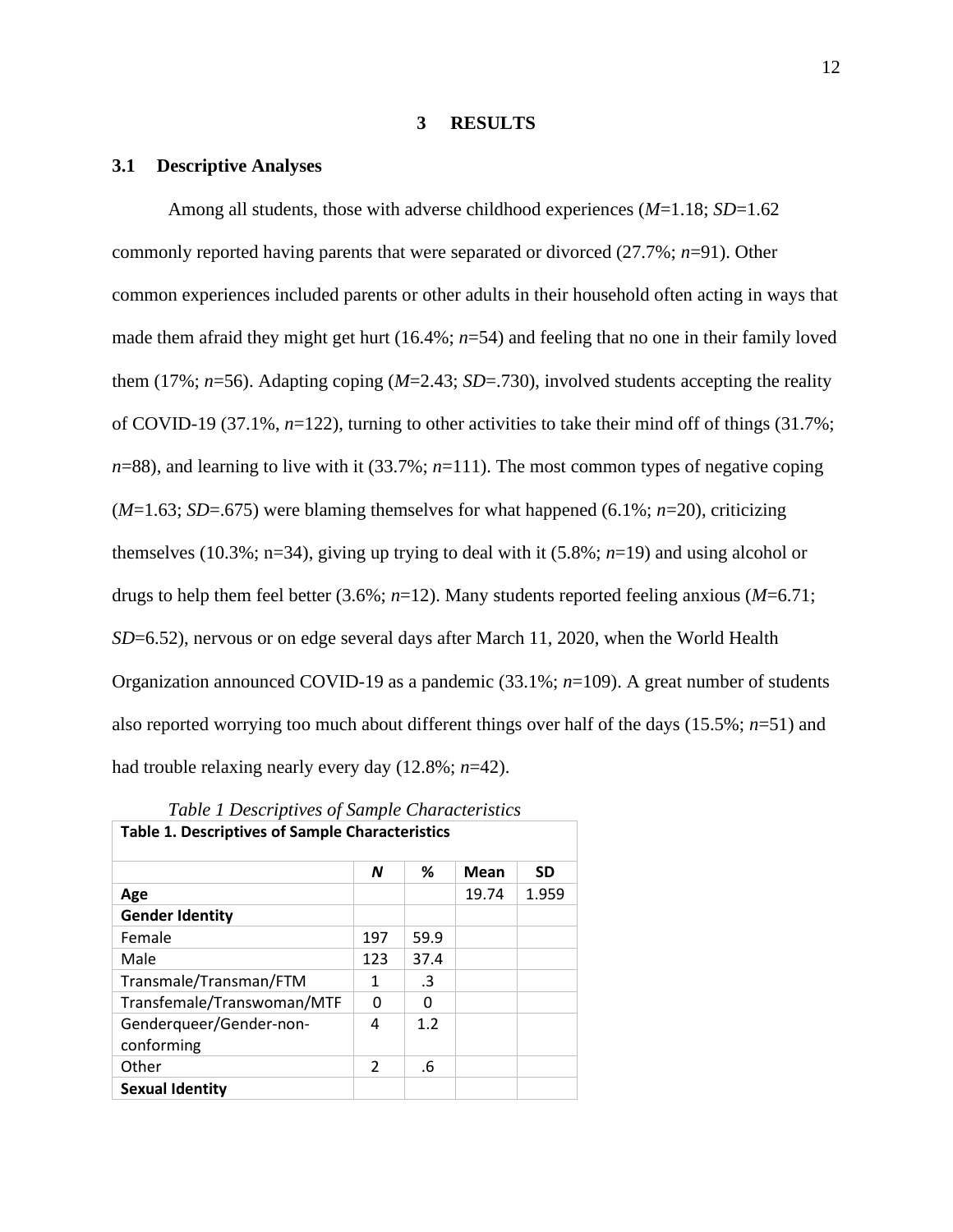# 3 RESULTS

## 3.1 Descriptive Analyses

Among all students, those with adverse childhood experiences (*M*=1.18; *SD*=1.62 commonly reported having parents that were separated or divorced (27.7%; *n*=91). Other common experiences included parents or other adults in their household often acting in ways that made them afraid they might get hurt (16.4%; *n*=54) and feeling that no one in their family loved them (17%; *n*=56). Adapting coping (*M*=2.43; *SD*=.730), involved students accepting the reality of COVID-19 (37.1%, *n*=122), turning to other activities to take their mind off of things (31.7%; *n*=88), and learning to live with it (33.7%; *n*=111). The most common types of negative coping (*M*=1.63; *SD*=.675) were blaming themselves for what happened (6.1%; *n*=20), criticizing themselves (10.3%; n=34), giving up trying to deal with it (5.8%; *n*=19) and using alcohol or drugs to help them feel better (3.6%; *n*=12). Many students reported feeling anxious (*M*=6.71; *SD*=6.52), nervous or on edge several days after March 11, 2020, when the World Health Organization announced COVID-19 as a pandemic (33.1%; *n*=109). A great number of students also reported worrying too much about different things over half of the days (15.5%; *n*=51) and had trouble relaxing nearly every day (12.8%; *n*=42).

*Table 1 Descriptives of Sample Characteristics*

| **Table 1. Descriptives of Sample Characteristics** | | | | |
|---|---|---|---|---|
| | ***N*** | **%** | **Mean** | **SD** |
| **Age** | | | 19.74 | 1.959 |
| **Gender Identity** | | | | |
| Female | 197 | 59.9 | | |
| Male | 123 | 37.4 | | |
| Transmale/Transman/FTM | 1 | .3 | | |
| Transfemale/Transwoman/MTF | 0 | 0 | | |
| Genderqueer/Gender-non-conforming | 4 | 1.2 | | |
| Other | 2 | .6 | | |
| **Sexual Identity** | | | | |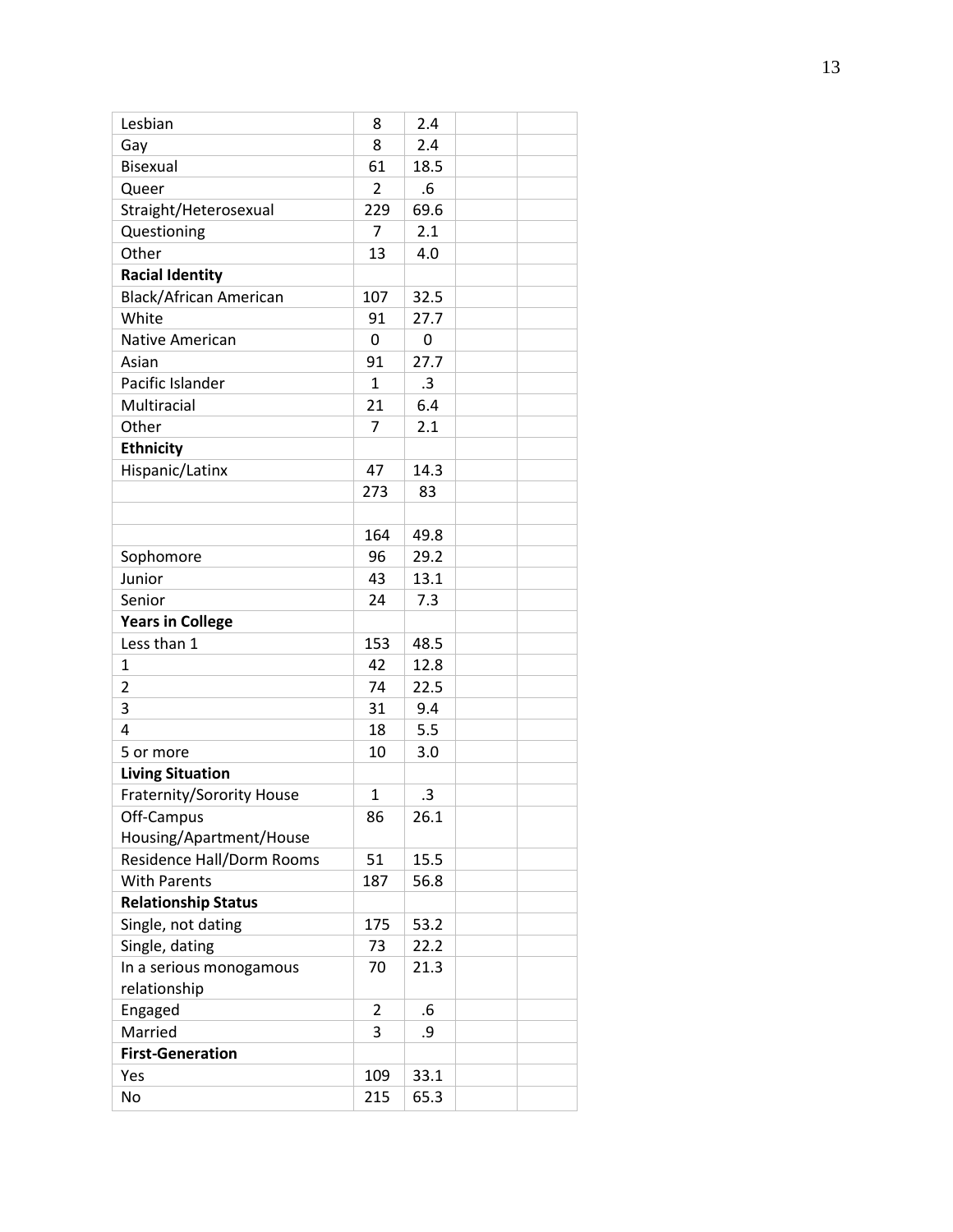| | | | | |
|---|---|---|---|---|
| Lesbian | 8 | 2.4 | | |
| Gay | 8 | 2.4 | | |
| Bisexual | 61 | 18.5 | | |
| Queer | 2 | .6 | | |
| Straight/Heterosexual | 229 | 69.6 | | |
| Questioning | 7 | 2.1 | | |
| Other | 13 | 4.0 | | |
| **Racial Identity** | | | | |
| Black/African American | 107 | 32.5 | | |
| White | 91 | 27.7 | | |
| Native American | 0 | 0 | | |
| Asian | 91 | 27.7 | | |
| Pacific Islander | 1 | .3 | | |
| Multiracial | 21 | 6.4 | | |
| Other | 7 | 2.1 | | |
| **Ethnicity** | | | | |
| Hispanic/Latinx | 47 | 14.3 | | |
| | 273 | 83 | | |
| | | | | |
| | 164 | 49.8 | | |
| Sophomore | 96 | 29.2 | | |
| Junior | 43 | 13.1 | | |
| Senior | 24 | 7.3 | | |
| **Years in College** | | | | |
| Less than 1 | 153 | 48.5 | | |
| 1 | 42 | 12.8 | | |
| 2 | 74 | 22.5 | | |
| 3 | 31 | 9.4 | | |
| 4 | 18 | 5.5 | | |
| 5 or more | 10 | 3.0 | | |
| **Living Situation** | | | | |
| Fraternity/Sorority House | 1 | .3 | | |
| Off-Campus Housing/Apartment/House | 86 | 26.1 | | |
| Residence Hall/Dorm Rooms | 51 | 15.5 | | |
| With Parents | 187 | 56.8 | | |
| **Relationship Status** | | | | |
| Single, not dating | 175 | 53.2 | | |
| Single, dating | 73 | 22.2 | | |
| In a serious monogamous relationship | 70 | 21.3 | | |
| Engaged | 2 | .6 | | |
| Married | 3 | .9 | | |
| **First-Generation** | | | | |
| Yes | 109 | 33.1 | | |
| No | 215 | 65.3 | | |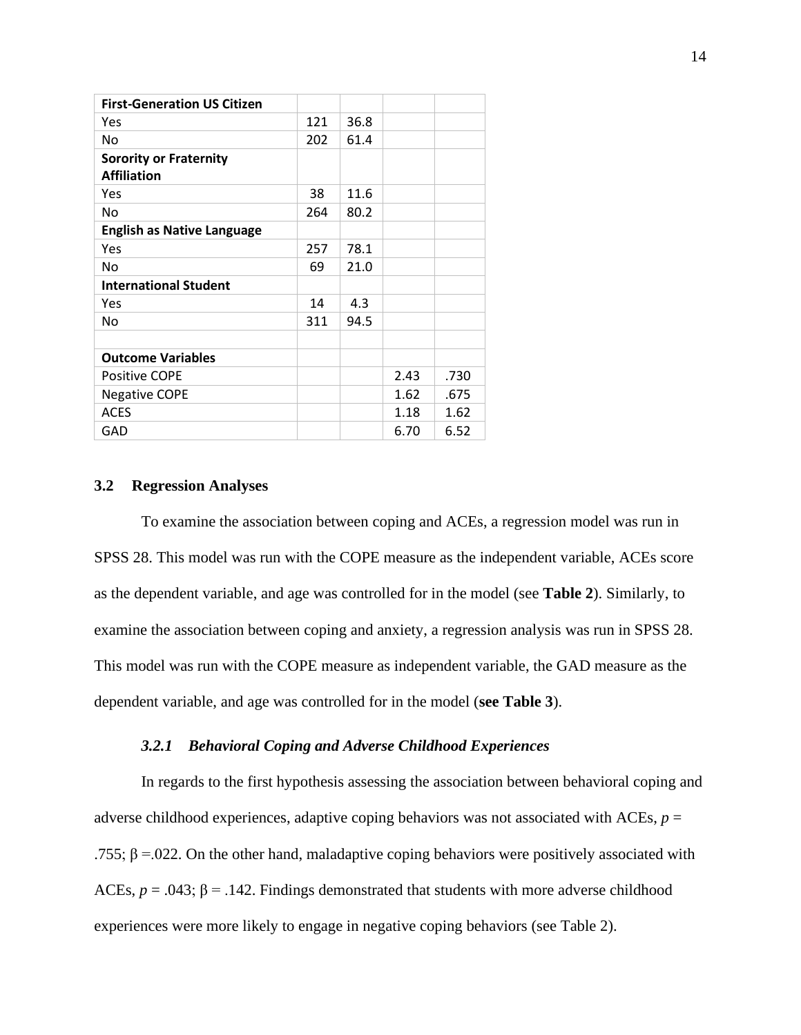| | | | | |
|---|---|---|---|---|
| **First-Generation US Citizen** | | | | |
| Yes | 121 | 36.8 | | |
| No | 202 | 61.4 | | |
| **Sorority or Fraternity Affiliation** | | | | |
| Yes | 38 | 11.6 | | |
| No | 264 | 80.2 | | |
| **English as Native Language** | | | | |
| Yes | 257 | 78.1 | | |
| No | 69 | 21.0 | | |
| **International Student** | | | | |
| Yes | 14 | 4.3 | | |
| No | 311 | 94.5 | | |
| | | | | |
| **Outcome Variables** | | | | |
| Positive COPE | | | 2.43 | .730 |
| Negative COPE | | | 1.62 | .675 |
| ACES | | | 1.18 | 1.62 |
| GAD | | | 6.70 | 6.52 |

## 3.2 Regression Analyses

To examine the association between coping and ACEs, a regression model was run in SPSS 28. This model was run with the COPE measure as the independent variable, ACEs score as the dependent variable, and age was controlled for in the model (see **Table 2**). Similarly, to examine the association between coping and anxiety, a regression analysis was run in SPSS 28. This model was run with the COPE measure as independent variable, the GAD measure as the dependent variable, and age was controlled for in the model (**see Table 3**).

### *3.2.1 Behavioral Coping and Adverse Childhood Experiences*

In regards to the first hypothesis assessing the association between behavioral coping and adverse childhood experiences, adaptive coping behaviors was not associated with ACEs, $p$ = .755; $\beta$ =.022. On the other hand, maladaptive coping behaviors were positively associated with ACEs, $p$ = .043; $\beta$ = .142. Findings demonstrated that students with more adverse childhood experiences were more likely to engage in negative coping behaviors (see Table 2).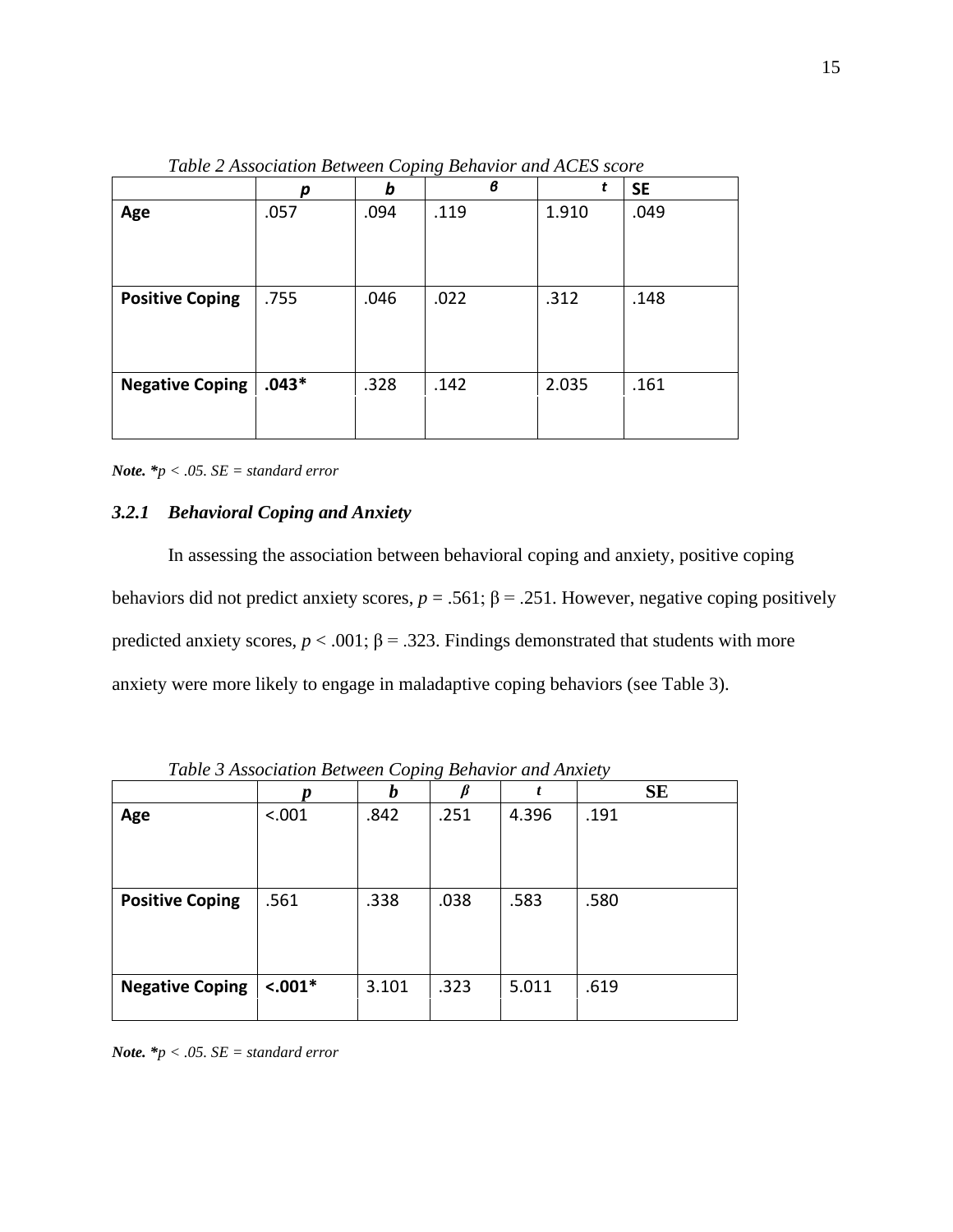*Table 2 Association Between Coping Behavior and ACES score*

| | ***p*** | ***b*** | ***β*** | ***t*** | **SE** |
|---|---|---|---|---|---|
| **Age** | .057 | .094 | .119 | 1.910 | .049 |
| **Positive Coping** | .755 | .046 | .022 | .312 | .148 |
| **Negative Coping** | **.043*** | .328 | .142 | 2.035 | .161 |

***Note.*** **p* < .05. SE = standard error*

### *3.2.1 Behavioral Coping and Anxiety*

In assessing the association between behavioral coping and anxiety, positive coping behaviors did not predict anxiety scores, $p = .561$; $\beta = .251$. However, negative coping positively predicted anxiety scores, $p < .001$; $\beta = .323$. Findings demonstrated that students with more anxiety were more likely to engage in maladaptive coping behaviors (see Table 3).

*Table 3 Association Between Coping Behavior and Anxiety*

| | ***p*** | ***b*** | ***β*** | ***t*** | **SE** |
|---|---|---|---|---|---|
| **Age** | <.001 | .842 | .251 | 4.396 | .191 |
| **Positive Coping** | .561 | .338 | .038 | .583 | .580 |
| **Negative Coping** | **<.001*** | 3.101 | .323 | 5.011 | .619 |

***Note.*** **p* < .05. SE = standard error*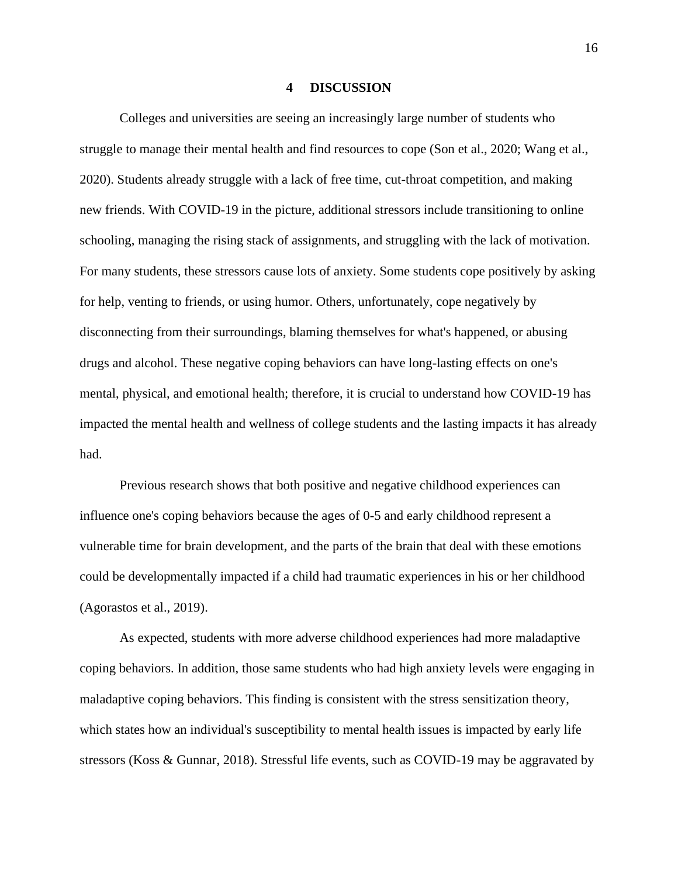# 4 DISCUSSION

Colleges and universities are seeing an increasingly large number of students who struggle to manage their mental health and find resources to cope (Son et al., 2020; Wang et al., 2020). Students already struggle with a lack of free time, cut-throat competition, and making new friends. With COVID-19 in the picture, additional stressors include transitioning to online schooling, managing the rising stack of assignments, and struggling with the lack of motivation. For many students, these stressors cause lots of anxiety. Some students cope positively by asking for help, venting to friends, or using humor. Others, unfortunately, cope negatively by disconnecting from their surroundings, blaming themselves for what's happened, or abusing drugs and alcohol. These negative coping behaviors can have long-lasting effects on one's mental, physical, and emotional health; therefore, it is crucial to understand how COVID-19 has impacted the mental health and wellness of college students and the lasting impacts it has already had.

Previous research shows that both positive and negative childhood experiences can influence one's coping behaviors because the ages of 0-5 and early childhood represent a vulnerable time for brain development, and the parts of the brain that deal with these emotions could be developmentally impacted if a child had traumatic experiences in his or her childhood (Agorastos et al., 2019).

As expected, students with more adverse childhood experiences had more maladaptive coping behaviors. In addition, those same students who had high anxiety levels were engaging in maladaptive coping behaviors. This finding is consistent with the stress sensitization theory, which states how an individual's susceptibility to mental health issues is impacted by early life stressors (Koss & Gunnar, 2018). Stressful life events, such as COVID-19 may be aggravated by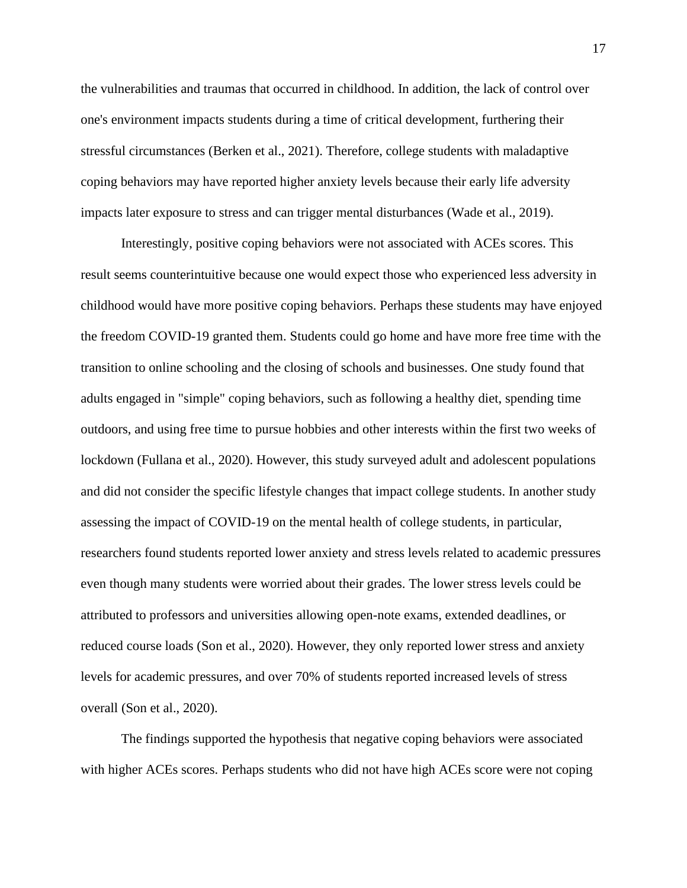the vulnerabilities and traumas that occurred in childhood. In addition, the lack of control over one's environment impacts students during a time of critical development, furthering their stressful circumstances (Berken et al., 2021). Therefore, college students with maladaptive coping behaviors may have reported higher anxiety levels because their early life adversity impacts later exposure to stress and can trigger mental disturbances (Wade et al., 2019).

Interestingly, positive coping behaviors were not associated with ACEs scores. This result seems counterintuitive because one would expect those who experienced less adversity in childhood would have more positive coping behaviors. Perhaps these students may have enjoyed the freedom COVID-19 granted them. Students could go home and have more free time with the transition to online schooling and the closing of schools and businesses. One study found that adults engaged in "simple" coping behaviors, such as following a healthy diet, spending time outdoors, and using free time to pursue hobbies and other interests within the first two weeks of lockdown (Fullana et al., 2020). However, this study surveyed adult and adolescent populations and did not consider the specific lifestyle changes that impact college students. In another study assessing the impact of COVID-19 on the mental health of college students, in particular, researchers found students reported lower anxiety and stress levels related to academic pressures even though many students were worried about their grades. The lower stress levels could be attributed to professors and universities allowing open-note exams, extended deadlines, or reduced course loads (Son et al., 2020). However, they only reported lower stress and anxiety levels for academic pressures, and over 70% of students reported increased levels of stress overall (Son et al., 2020).

The findings supported the hypothesis that negative coping behaviors were associated with higher ACEs scores. Perhaps students who did not have high ACEs score were not coping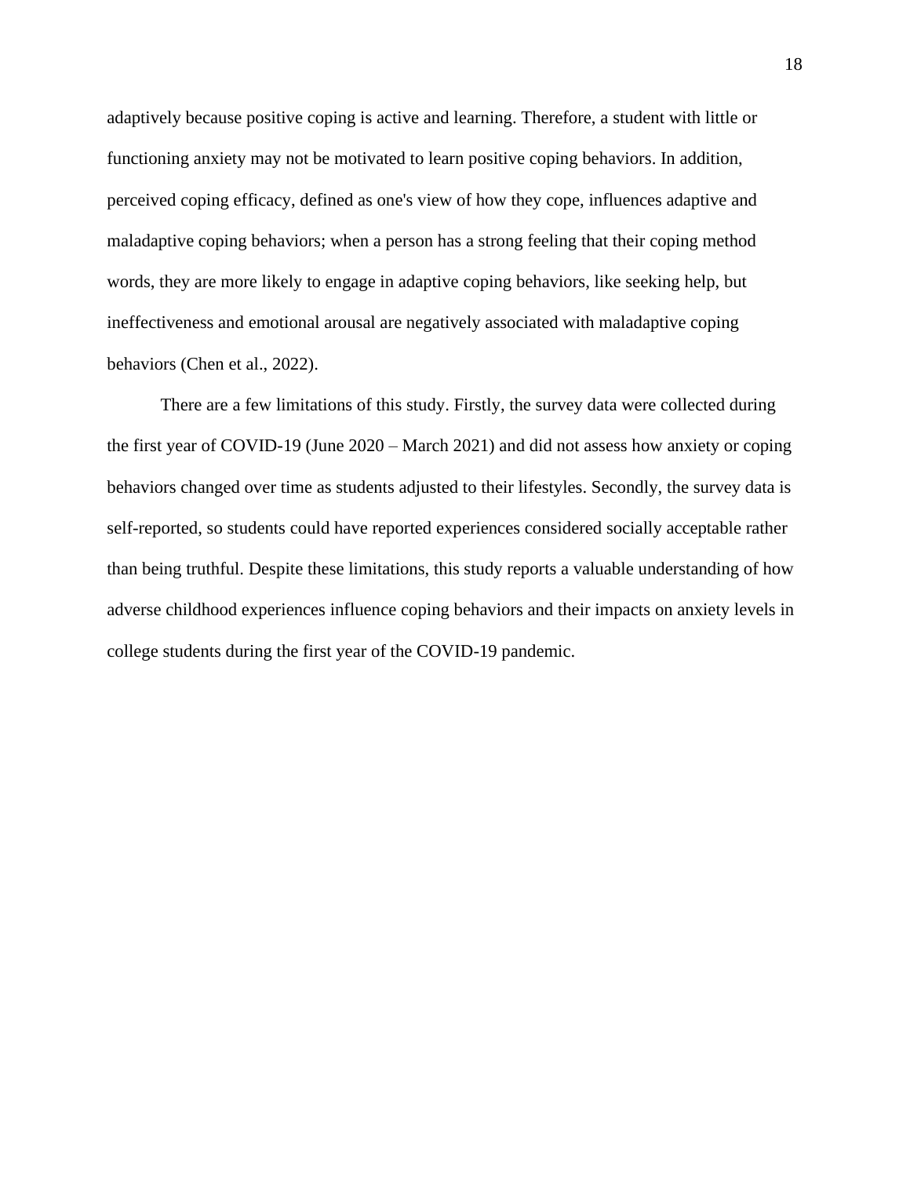adaptively because positive coping is active and learning. Therefore, a student with little or functioning anxiety may not be motivated to learn positive coping behaviors. In addition, perceived coping efficacy, defined as one's view of how they cope, influences adaptive and maladaptive coping behaviors; when a person has a strong feeling that their coping method words, they are more likely to engage in adaptive coping behaviors, like seeking help, but ineffectiveness and emotional arousal are negatively associated with maladaptive coping behaviors (Chen et al., 2022).

There are a few limitations of this study. Firstly, the survey data were collected during the first year of COVID-19 (June 2020 – March 2021) and did not assess how anxiety or coping behaviors changed over time as students adjusted to their lifestyles. Secondly, the survey data is self-reported, so students could have reported experiences considered socially acceptable rather than being truthful. Despite these limitations, this study reports a valuable understanding of how adverse childhood experiences influence coping behaviors and their impacts on anxiety levels in college students during the first year of the COVID-19 pandemic.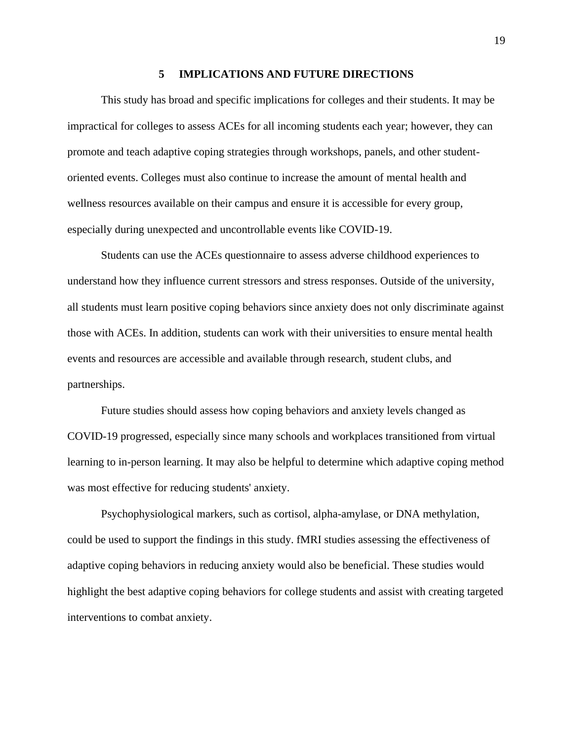# 5 IMPLICATIONS AND FUTURE DIRECTIONS

This study has broad and specific implications for colleges and their students. It may be impractical for colleges to assess ACEs for all incoming students each year; however, they can promote and teach adaptive coping strategies through workshops, panels, and other student-oriented events. Colleges must also continue to increase the amount of mental health and wellness resources available on their campus and ensure it is accessible for every group, especially during unexpected and uncontrollable events like COVID-19.

Students can use the ACEs questionnaire to assess adverse childhood experiences to understand how they influence current stressors and stress responses. Outside of the university, all students must learn positive coping behaviors since anxiety does not only discriminate against those with ACEs. In addition, students can work with their universities to ensure mental health events and resources are accessible and available through research, student clubs, and partnerships.

Future studies should assess how coping behaviors and anxiety levels changed as COVID-19 progressed, especially since many schools and workplaces transitioned from virtual learning to in-person learning. It may also be helpful to determine which adaptive coping method was most effective for reducing students' anxiety.

Psychophysiological markers, such as cortisol, alpha-amylase, or DNA methylation, could be used to support the findings in this study. fMRI studies assessing the effectiveness of adaptive coping behaviors in reducing anxiety would also be beneficial. These studies would highlight the best adaptive coping behaviors for college students and assist with creating targeted interventions to combat anxiety.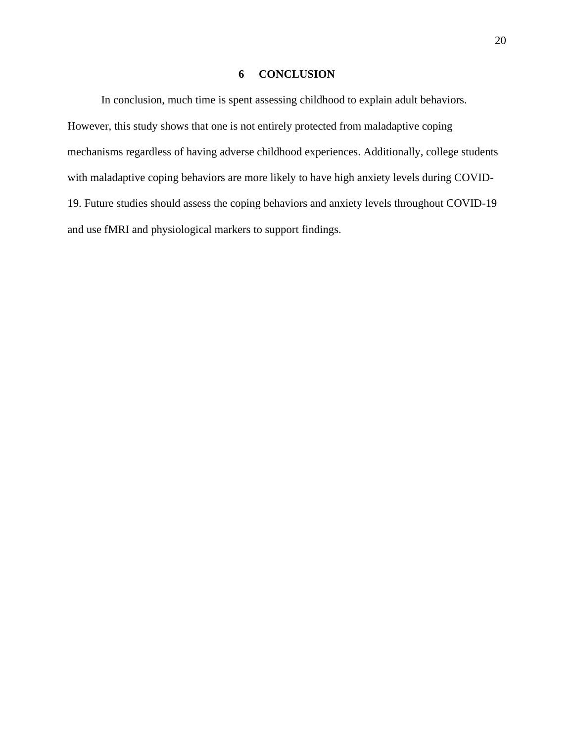# 6 CONCLUSION

In conclusion, much time is spent assessing childhood to explain adult behaviors. However, this study shows that one is not entirely protected from maladaptive coping mechanisms regardless of having adverse childhood experiences. Additionally, college students with maladaptive coping behaviors are more likely to have high anxiety levels during COVID-19. Future studies should assess the coping behaviors and anxiety levels throughout COVID-19 and use fMRI and physiological markers to support findings.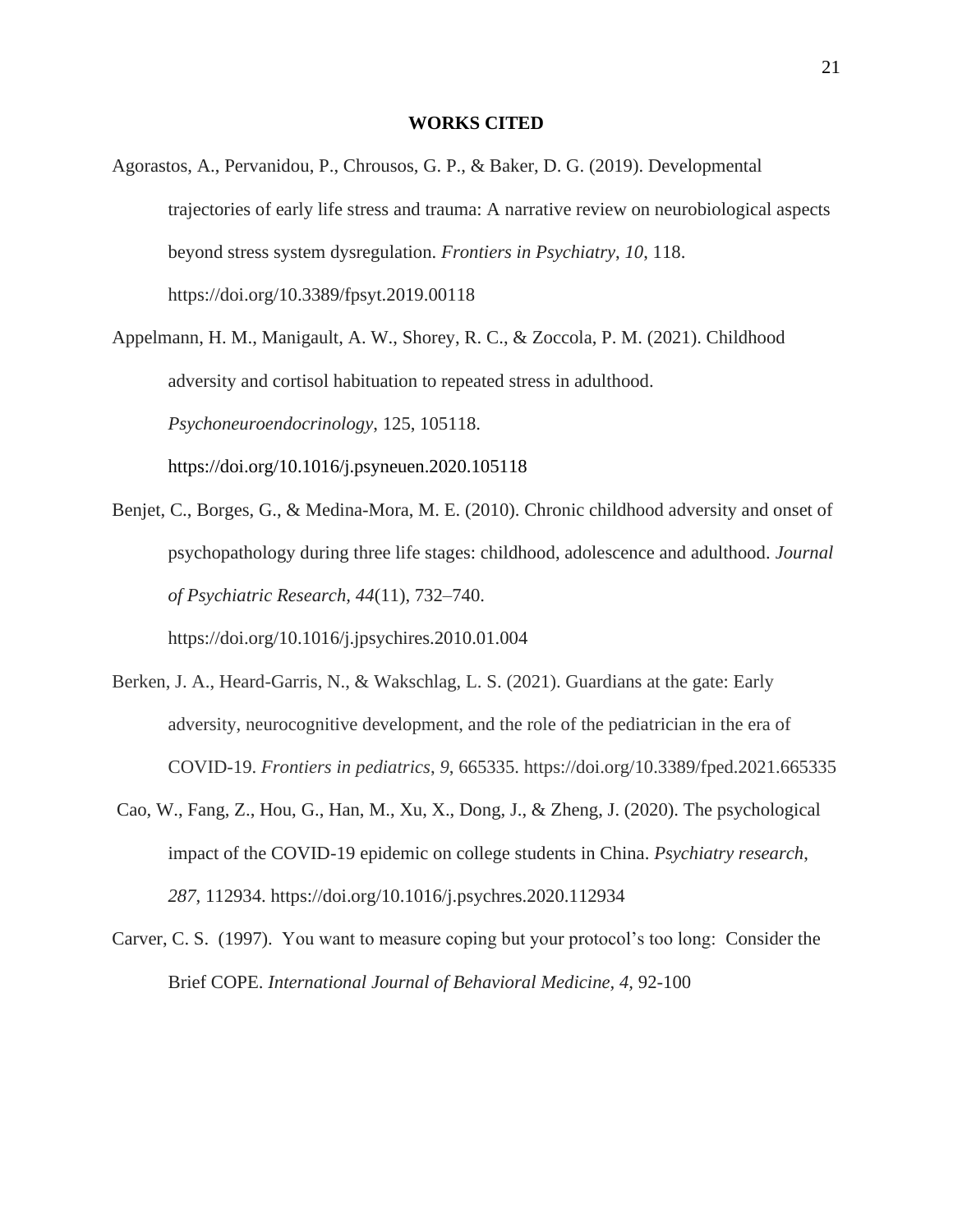# WORKS CITED

Agorastos, A., Pervanidou, P., Chrousos, G. P., & Baker, D. G. (2019). Developmental trajectories of early life stress and trauma: A narrative review on neurobiological aspects beyond stress system dysregulation. *Frontiers in Psychiatry*, *10*, 118. https://doi.org/10.3389/fpsyt.2019.00118

Appelmann, H. M., Manigault, A. W., Shorey, R. C., & Zoccola, P. M. (2021). Childhood adversity and cortisol habituation to repeated stress in adulthood. *Psychoneuroendocrinology*, 125, 105118. https://doi.org/10.1016/j.psyneuen.2020.105118

Benjet, C., Borges, G., & Medina-Mora, M. E. (2010). Chronic childhood adversity and onset of psychopathology during three life stages: childhood, adolescence and adulthood. *Journal of Psychiatric Research, 44*(11), 732–740. https://doi.org/10.1016/j.jpsychires.2010.01.004

Berken, J. A., Heard-Garris, N., & Wakschlag, L. S. (2021). Guardians at the gate: Early adversity, neurocognitive development, and the role of the pediatrician in the era of COVID-19. *Frontiers in pediatrics*, *9*, 665335. https://doi.org/10.3389/fped.2021.665335

Cao, W., Fang, Z., Hou, G., Han, M., Xu, X., Dong, J., & Zheng, J. (2020). The psychological impact of the COVID-19 epidemic on college students in China. *Psychiatry research*, *287*, 112934. https://doi.org/10.1016/j.psychres.2020.112934

Carver, C. S. (1997). You want to measure coping but your protocol's too long: Consider the Brief COPE. *International Journal of Behavioral Medicine, 4,* 92-100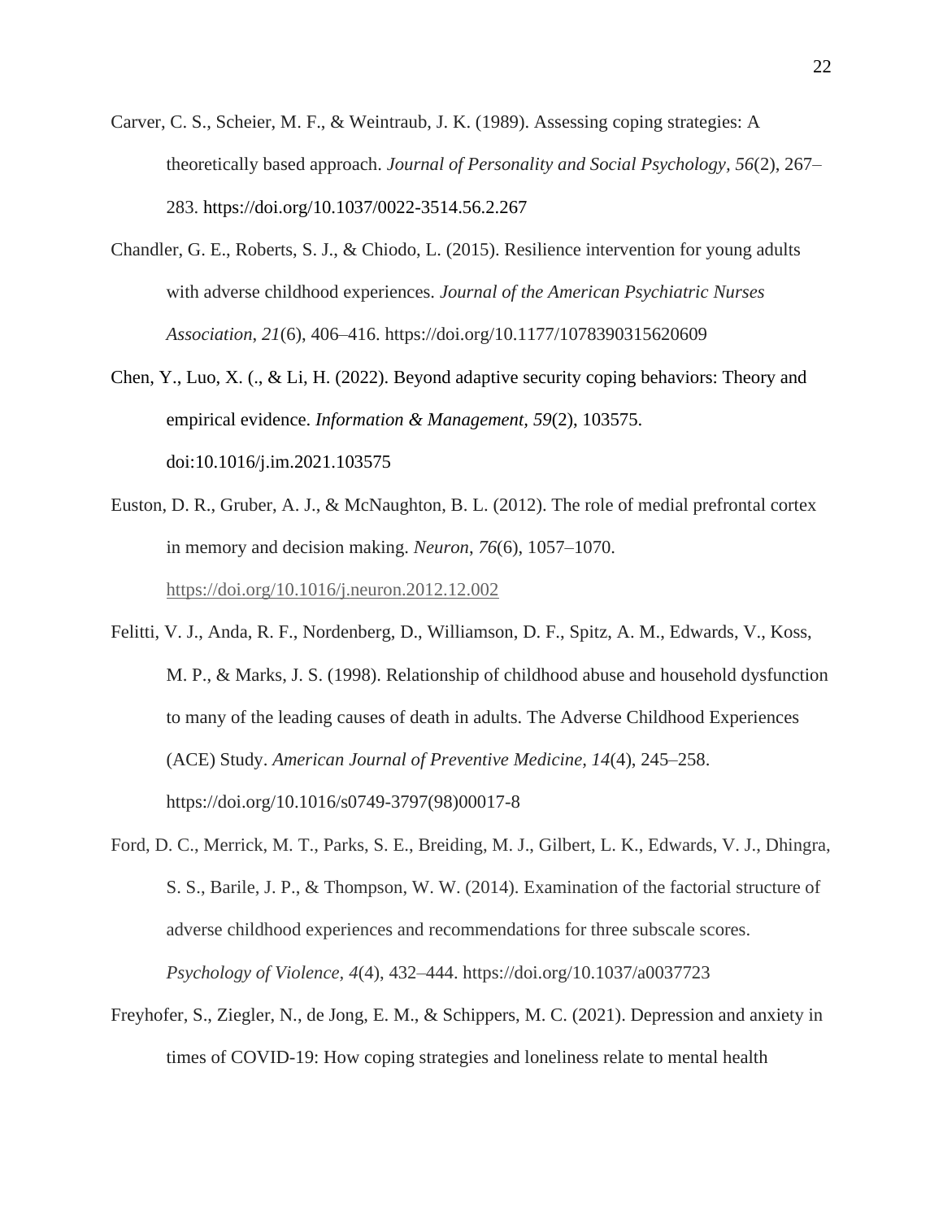Carver, C. S., Scheier, M. F., & Weintraub, J. K. (1989). Assessing coping strategies: A theoretically based approach. *Journal of Personality and Social Psychology, 56*(2), 267–283. https://doi.org/10.1037/0022-3514.56.2.267

Chandler, G. E., Roberts, S. J., & Chiodo, L. (2015). Resilience intervention for young adults with adverse childhood experiences. *Journal of the American Psychiatric Nurses Association*, *21*(6), 406–416. https://doi.org/10.1177/1078390315620609

Chen, Y., Luo, X. (., & Li, H. (2022). Beyond adaptive security coping behaviors: Theory and empirical evidence. *Information & Management, 59*(2), 103575. doi:10.1016/j.im.2021.103575

Euston, D. R., Gruber, A. J., & McNaughton, B. L. (2012). The role of medial prefrontal cortex in memory and decision making. *Neuron*, *76*(6), 1057–1070. https://doi.org/10.1016/j.neuron.2012.12.002

Felitti, V. J., Anda, R. F., Nordenberg, D., Williamson, D. F., Spitz, A. M., Edwards, V., Koss, M. P., & Marks, J. S. (1998). Relationship of childhood abuse and household dysfunction to many of the leading causes of death in adults. The Adverse Childhood Experiences (ACE) Study. *American Journal of Preventive Medicine, 14*(4), 245–258. https://doi.org/10.1016/s0749-3797(98)00017-8

Ford, D. C., Merrick, M. T., Parks, S. E., Breiding, M. J., Gilbert, L. K., Edwards, V. J., Dhingra, S. S., Barile, J. P., & Thompson, W. W. (2014). Examination of the factorial structure of adverse childhood experiences and recommendations for three subscale scores. *Psychology of Violence, 4*(4), 432–444. https://doi.org/10.1037/a0037723

Freyhofer, S., Ziegler, N., de Jong, E. M., & Schippers, M. C. (2021). Depression and anxiety in times of COVID-19: How coping strategies and loneliness relate to mental health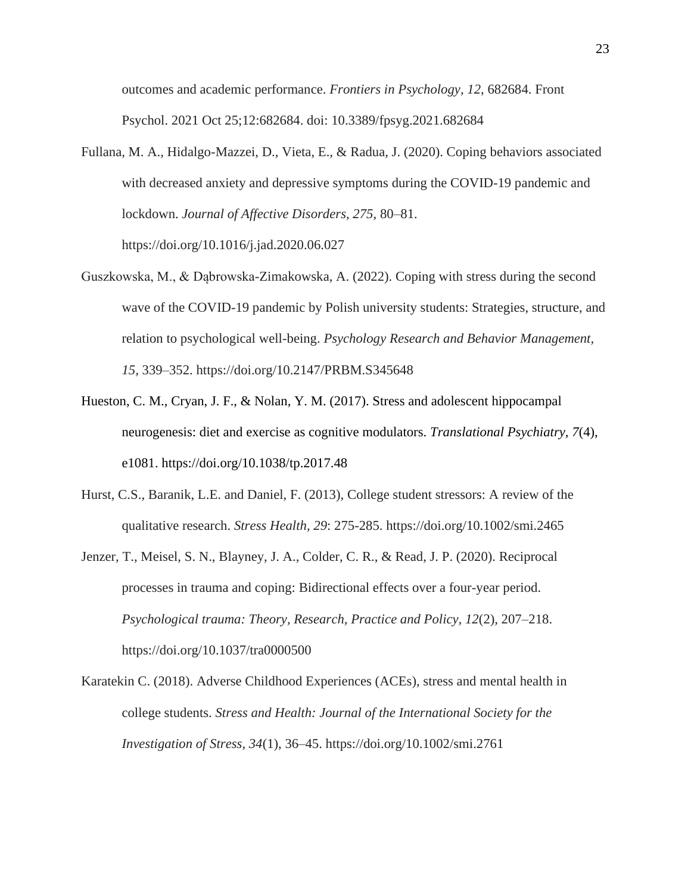outcomes and academic performance. *Frontiers in Psychology, 12*, 682684. Front Psychol. 2021 Oct 25;12:682684. doi: 10.3389/fpsyg.2021.682684

Fullana, M. A., Hidalgo-Mazzei, D., Vieta, E., & Radua, J. (2020). Coping behaviors associated with decreased anxiety and depressive symptoms during the COVID-19 pandemic and lockdown. *Journal of Affective Disorders, 275*, 80–81. https://doi.org/10.1016/j.jad.2020.06.027

Guszkowska, M., & Dąbrowska-Zimakowska, A. (2022). Coping with stress during the second wave of the COVID-19 pandemic by Polish university students: Strategies, structure, and relation to psychological well-being. *Psychology Research and Behavior Management, 15*, 339–352. https://doi.org/10.2147/PRBM.S345648

Hueston, C. M., Cryan, J. F., & Nolan, Y. M. (2017). Stress and adolescent hippocampal neurogenesis: diet and exercise as cognitive modulators. *Translational Psychiatry*, *7*(4), e1081. https://doi.org/10.1038/tp.2017.48

Hurst, C.S., Baranik, L.E. and Daniel, F. (2013), College student stressors: A review of the qualitative research. *Stress Health, 29*: 275-285. https://doi.org/10.1002/smi.2465

Jenzer, T., Meisel, S. N., Blayney, J. A., Colder, C. R., & Read, J. P. (2020). Reciprocal processes in trauma and coping: Bidirectional effects over a four-year period. *Psychological trauma: Theory, Research, Practice and Policy*, *12*(2), 207–218. https://doi.org/10.1037/tra0000500

Karatekin C. (2018). Adverse Childhood Experiences (ACEs), stress and mental health in college students. *Stress and Health: Journal of the International Society for the Investigation of Stress*, *34*(1), 36–45. https://doi.org/10.1002/smi.2761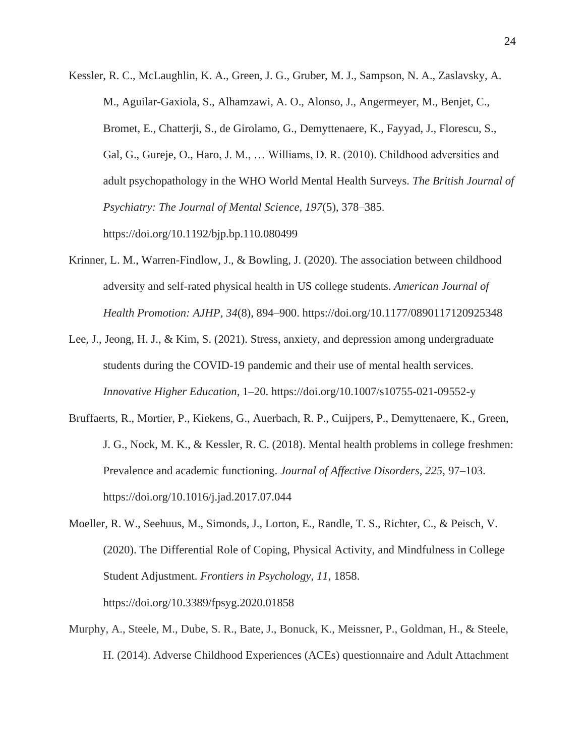Kessler, R. C., McLaughlin, K. A., Green, J. G., Gruber, M. J., Sampson, N. A., Zaslavsky, A. M., Aguilar-Gaxiola, S., Alhamzawi, A. O., Alonso, J., Angermeyer, M., Benjet, C., Bromet, E., Chatterji, S., de Girolamo, G., Demyttenaere, K., Fayyad, J., Florescu, S., Gal, G., Gureje, O., Haro, J. M., … Williams, D. R. (2010). Childhood adversities and adult psychopathology in the WHO World Mental Health Surveys. *The British Journal of Psychiatry: The Journal of Mental Science*, *197*(5), 378–385. https://doi.org/10.1192/bjp.bp.110.080499

Krinner, L. M., Warren-Findlow, J., & Bowling, J. (2020). The association between childhood adversity and self-rated physical health in US college students. *American Journal of Health Promotion: AJHP*, *34*(8), 894–900. https://doi.org/10.1177/0890117120925348

Lee, J., Jeong, H. J., & Kim, S. (2021). Stress, anxiety, and depression among undergraduate students during the COVID-19 pandemic and their use of mental health services. *Innovative Higher Education*, 1–20. https://doi.org/10.1007/s10755-021-09552-y

Bruffaerts, R., Mortier, P., Kiekens, G., Auerbach, R. P., Cuijpers, P., Demyttenaere, K., Green, J. G., Nock, M. K., & Kessler, R. C. (2018). Mental health problems in college freshmen: Prevalence and academic functioning. *Journal of Affective Disorders*, *225*, 97–103. https://doi.org/10.1016/j.jad.2017.07.044

Moeller, R. W., Seehuus, M., Simonds, J., Lorton, E., Randle, T. S., Richter, C., & Peisch, V. (2020). The Differential Role of Coping, Physical Activity, and Mindfulness in College Student Adjustment. *Frontiers in Psychology*, *11*, 1858. https://doi.org/10.3389/fpsyg.2020.01858

Murphy, A., Steele, M., Dube, S. R., Bate, J., Bonuck, K., Meissner, P., Goldman, H., & Steele, H. (2014). Adverse Childhood Experiences (ACEs) questionnaire and Adult Attachment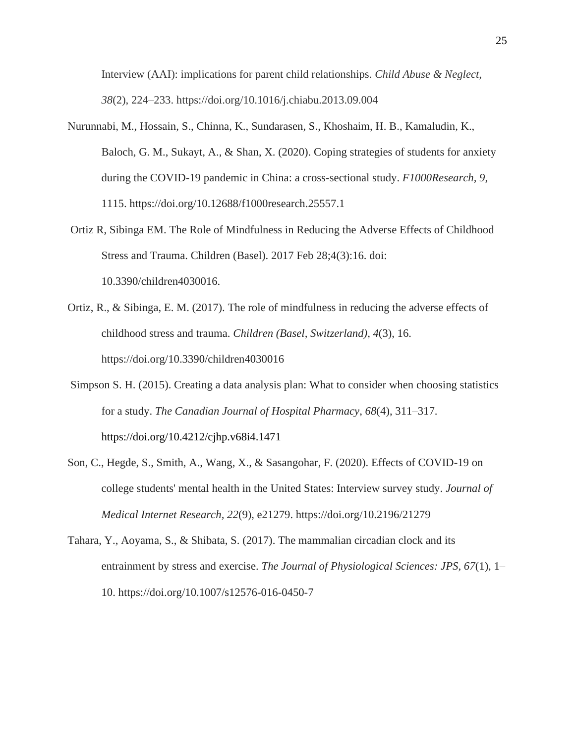Interview (AAI): implications for parent child relationships. *Child Abuse & Neglect, 38*(2), 224–233. https://doi.org/10.1016/j.chiabu.2013.09.004

Nurunnabi, M., Hossain, S., Chinna, K., Sundarasen, S., Khoshaim, H. B., Kamaludin, K., Baloch, G. M., Sukayt, A., & Shan, X. (2020). Coping strategies of students for anxiety during the COVID-19 pandemic in China: a cross-sectional study. *F1000Research, 9*, 1115. https://doi.org/10.12688/f1000research.25557.1

Ortiz R, Sibinga EM. The Role of Mindfulness in Reducing the Adverse Effects of Childhood Stress and Trauma. Children (Basel). 2017 Feb 28;4(3):16. doi: 10.3390/children4030016.

Ortiz, R., & Sibinga, E. M. (2017). The role of mindfulness in reducing the adverse effects of childhood stress and trauma. *Children (Basel, Switzerland), 4*(3), 16. https://doi.org/10.3390/children4030016

Simpson S. H. (2015). Creating a data analysis plan: What to consider when choosing statistics for a study. *The Canadian Journal of Hospital Pharmacy, 68*(4), 311–317. https://doi.org/10.4212/cjhp.v68i4.1471

Son, C., Hegde, S., Smith, A., Wang, X., & Sasangohar, F. (2020). Effects of COVID-19 on college students' mental health in the United States: Interview survey study. *Journal of Medical Internet Research, 22*(9), e21279. https://doi.org/10.2196/21279

Tahara, Y., Aoyama, S., & Shibata, S. (2017). The mammalian circadian clock and its entrainment by stress and exercise. *The Journal of Physiological Sciences: JPS, 67*(1), 1–10. https://doi.org/10.1007/s12576-016-0450-7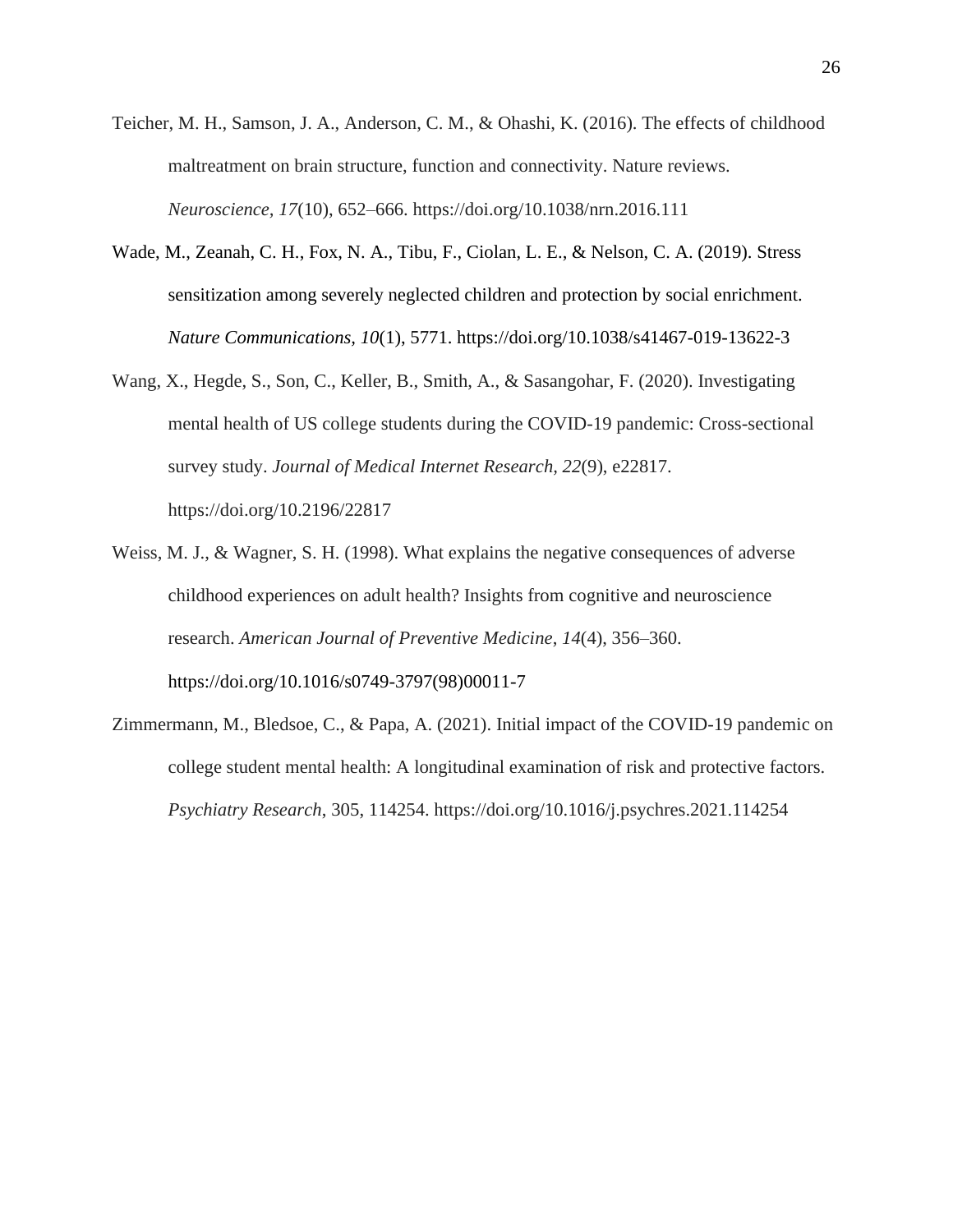Teicher, M. H., Samson, J. A., Anderson, C. M., & Ohashi, K. (2016). The effects of childhood maltreatment on brain structure, function and connectivity. Nature reviews. *Neuroscience*, *17*(10), 652–666. https://doi.org/10.1038/nrn.2016.111

Wade, M., Zeanah, C. H., Fox, N. A., Tibu, F., Ciolan, L. E., & Nelson, C. A. (2019). Stress sensitization among severely neglected children and protection by social enrichment. *Nature Communications*, *10*(1), 5771. https://doi.org/10.1038/s41467-019-13622-3

Wang, X., Hegde, S., Son, C., Keller, B., Smith, A., & Sasangohar, F. (2020). Investigating mental health of US college students during the COVID-19 pandemic: Cross-sectional survey study. *Journal of Medical Internet Research*, *22*(9), e22817. https://doi.org/10.2196/22817

Weiss, M. J., & Wagner, S. H. (1998). What explains the negative consequences of adverse childhood experiences on adult health? Insights from cognitive and neuroscience research. *American Journal of Preventive Medicine*, *14*(4), 356–360. https://doi.org/10.1016/s0749-3797(98)00011-7

Zimmermann, M., Bledsoe, C., & Papa, A. (2021). Initial impact of the COVID-19 pandemic on college student mental health: A longitudinal examination of risk and protective factors. *Psychiatry Research*, 305, 114254. https://doi.org/10.1016/j.psychres.2021.114254